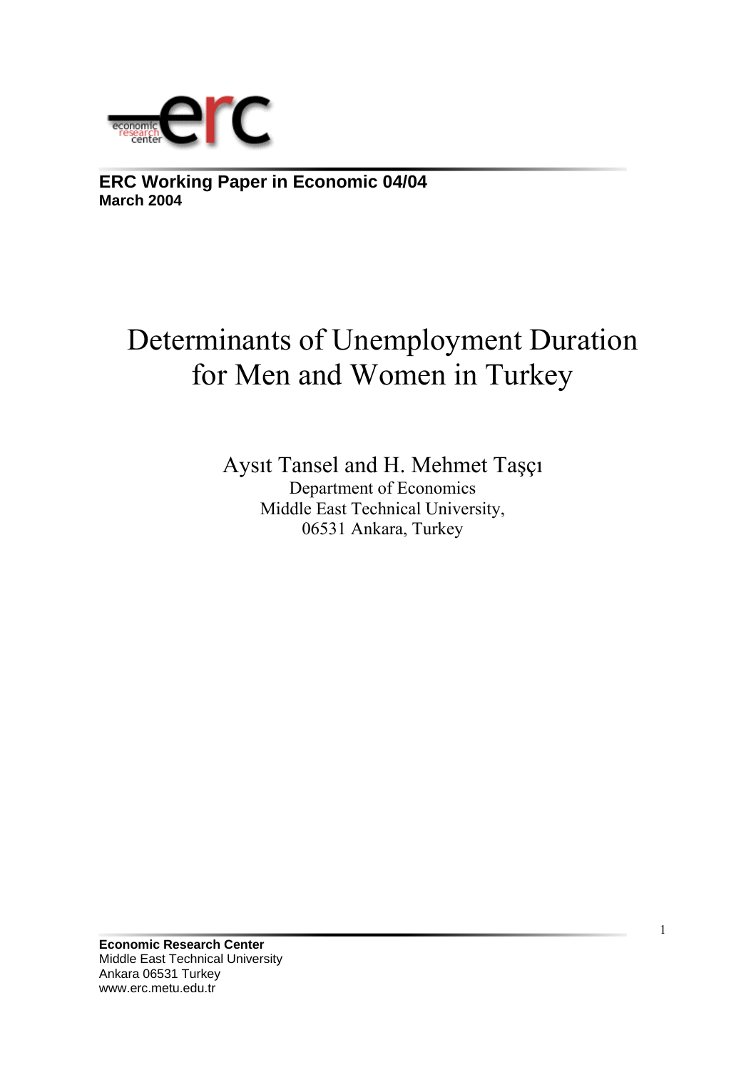**ERC Working Paper in Economic 04/04**
**March 2004**

# Determinants of Unemployment Duration for Men and Women in Turkey

Aysıt Tansel and H. Mehmet Taşçı
Department of Economics
Middle East Technical University,
06531 Ankara, Turkey

**Economic Research Center**
Middle East Technical University
Ankara 06531 Turkey
www.erc.metu.edu.tr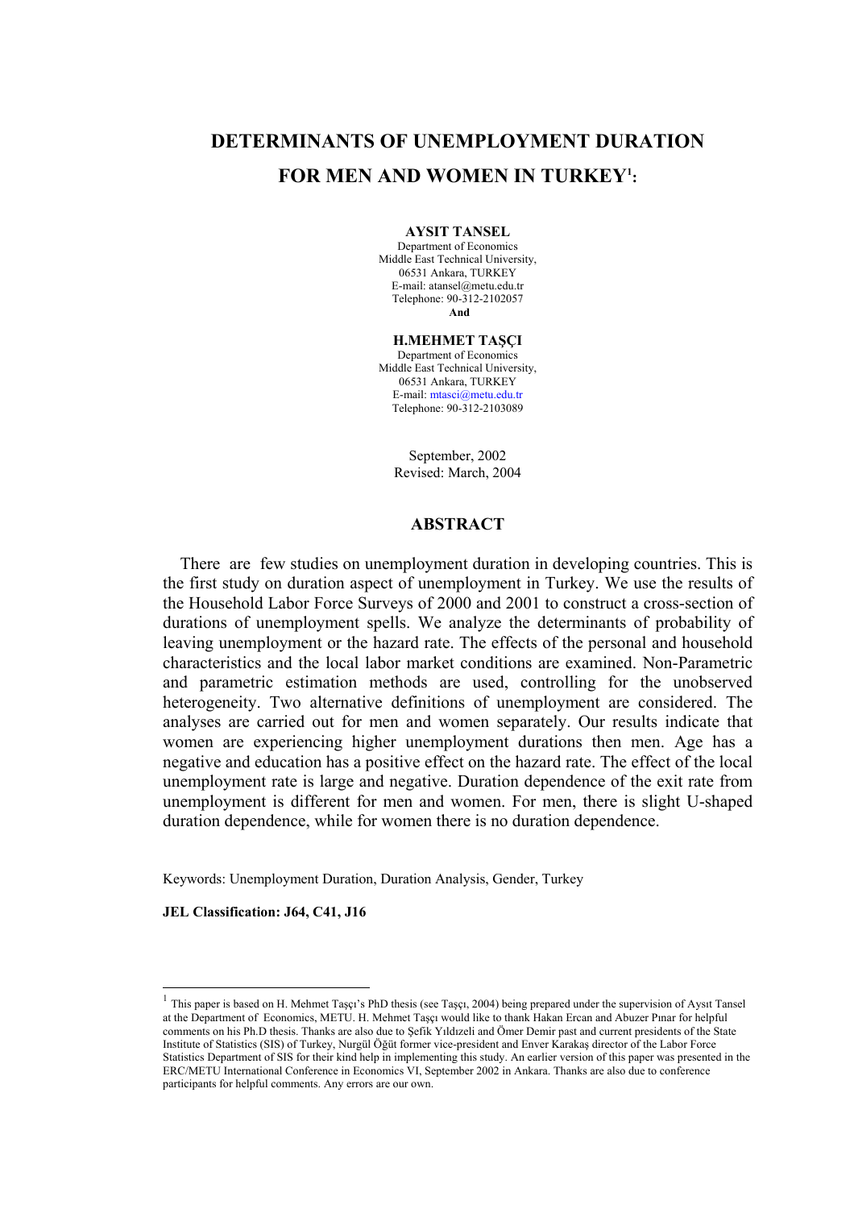# DETERMINANTS OF UNEMPLOYMENT DURATION FOR MEN AND WOMEN IN TURKEY[1]:

**AYSIT TANSEL**
Department of Economics
Middle East Technical University,
06531 Ankara, TURKEY
E-mail: atansel@metu.edu.tr
Telephone: 90-312-2102057
**And**

**H.MEHMET TAŞÇI**
Department of Economics
Middle East Technical University,
06531 Ankara, TURKEY
E-mail: mtasci@metu.edu.tr
Telephone: 90-312-2103089

September, 2002
Revised: March, 2004

## ABSTRACT

There are few studies on unemployment duration in developing countries. This is the first study on duration aspect of unemployment in Turkey. We use the results of the Household Labor Force Surveys of 2000 and 2001 to construct a cross-section of durations of unemployment spells. We analyze the determinants of probability of leaving unemployment or the hazard rate. The effects of the personal and household characteristics and the local labor market conditions are examined. Non-Parametric and parametric estimation methods are used, controlling for the unobserved heterogeneity. Two alternative definitions of unemployment are considered. The analyses are carried out for men and women separately. Our results indicate that women are experiencing higher unemployment durations then men. Age has a negative and education has a positive effect on the hazard rate. The effect of the local unemployment rate is large and negative. Duration dependence of the exit rate from unemployment is different for men and women. For men, there is slight U-shaped duration dependence, while for women there is no duration dependence.

Keywords: Unemployment Duration, Duration Analysis, Gender, Turkey

**JEL Classification: J64, C41, J16**

[1] This paper is based on H. Mehmet Taşçı's PhD thesis (see Taşçı, 2004) being prepared under the supervision of Aysıt Tansel at the Department of Economics, METU. H. Mehmet Taşçı would like to thank Hakan Ercan and Abuzer Pınar for helpful comments on his Ph.D thesis. Thanks are also due to Şefik Yıldızeli and Ömer Demir past and current presidents of the State Institute of Statistics (SIS) of Turkey, Nurgül Öğüt former vice-president and Enver Karakaş director of the Labor Force Statistics Department of SIS for their kind help in implementing this study. An earlier version of this paper was presented in the ERC/METU International Conference in Economics VI, September 2002 in Ankara. Thanks are also due to conference participants for helpful comments. Any errors are our own.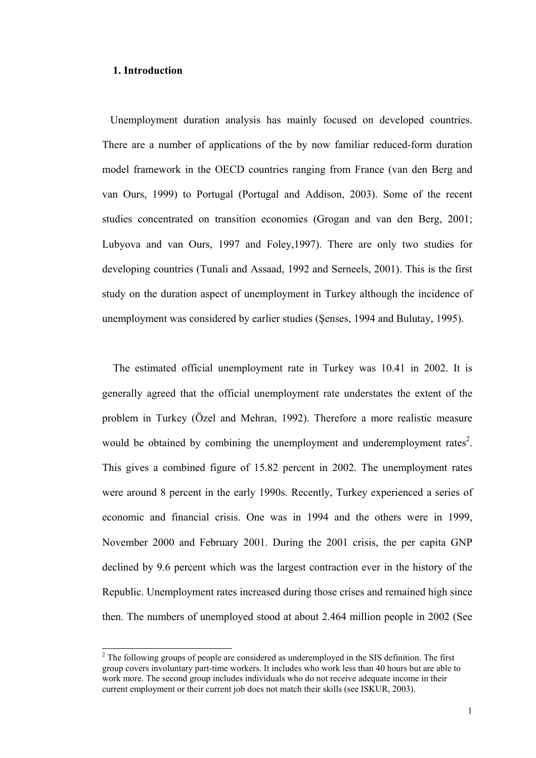## 1. Introduction

Unemployment duration analysis has mainly focused on developed countries. There are a number of applications of the by now familiar reduced-form duration model framework in the OECD countries ranging from France (van den Berg and van Ours, 1999) to Portugal (Portugal and Addison, 2003). Some of the recent studies concentrated on transition economies (Grogan and van den Berg, 2001; Lubyova and van Ours, 1997 and Foley,1997). There are only two studies for developing countries (Tunali and Assaad, 1992 and Serneels, 2001). This is the first study on the duration aspect of unemployment in Turkey although the incidence of unemployment was considered by earlier studies (Şenses, 1994 and Bulutay, 1995).

The estimated official unemployment rate in Turkey was 10.41 in 2002. It is generally agreed that the official unemployment rate understates the extent of the problem in Turkey (Özel and Mehran, 1992). Therefore a more realistic measure would be obtained by combining the unemployment and underemployment rates[2]. This gives a combined figure of 15.82 percent in 2002. The unemployment rates were around 8 percent in the early 1990s. Recently, Turkey experienced a series of economic and financial crisis. One was in 1994 and the others were in 1999, November 2000 and February 2001. During the 2001 crisis, the per capita GNP declined by 9.6 percent which was the largest contraction ever in the history of the Republic. Unemployment rates increased during those crises and remained high since then. The numbers of unemployed stood at about 2.464 million people in 2002 (See

[2] The following groups of people are considered as underemployed in the SIS definition. The first group covers involuntary part-time workers. It includes who work less than 40 hours but are able to work more. The second group includes individuals who do not receive adequate income in their current employment or their current job does not match their skills (see ISKUR, 2003).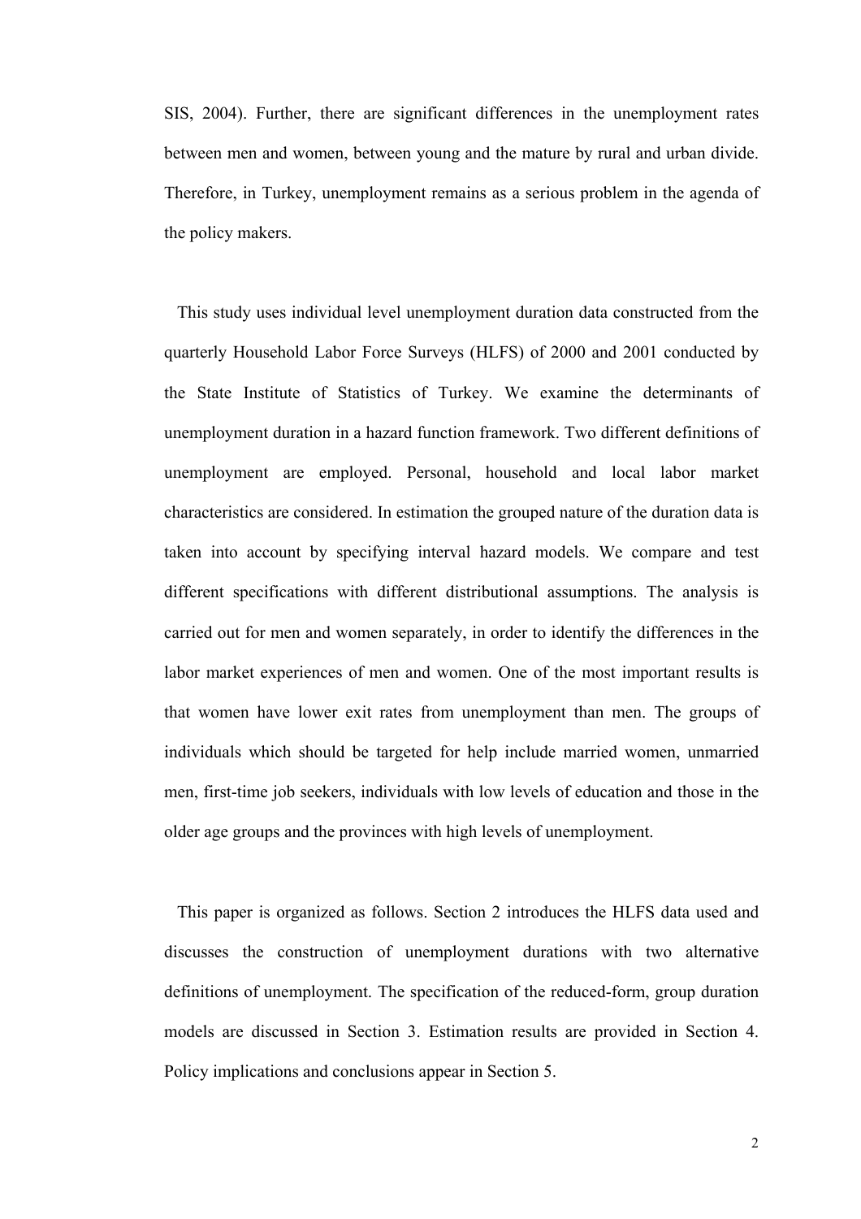SIS, 2004). Further, there are significant differences in the unemployment rates between men and women, between young and the mature by rural and urban divide. Therefore, in Turkey, unemployment remains as a serious problem in the agenda of the policy makers.

This study uses individual level unemployment duration data constructed from the quarterly Household Labor Force Surveys (HLFS) of 2000 and 2001 conducted by the State Institute of Statistics of Turkey. We examine the determinants of unemployment duration in a hazard function framework. Two different definitions of unemployment are employed. Personal, household and local labor market characteristics are considered. In estimation the grouped nature of the duration data is taken into account by specifying interval hazard models. We compare and test different specifications with different distributional assumptions. The analysis is carried out for men and women separately, in order to identify the differences in the labor market experiences of men and women. One of the most important results is that women have lower exit rates from unemployment than men. The groups of individuals which should be targeted for help include married women, unmarried men, first-time job seekers, individuals with low levels of education and those in the older age groups and the provinces with high levels of unemployment.

This paper is organized as follows. Section 2 introduces the HLFS data used and discusses the construction of unemployment durations with two alternative definitions of unemployment. The specification of the reduced-form, group duration models are discussed in Section 3. Estimation results are provided in Section 4. Policy implications and conclusions appear in Section 5.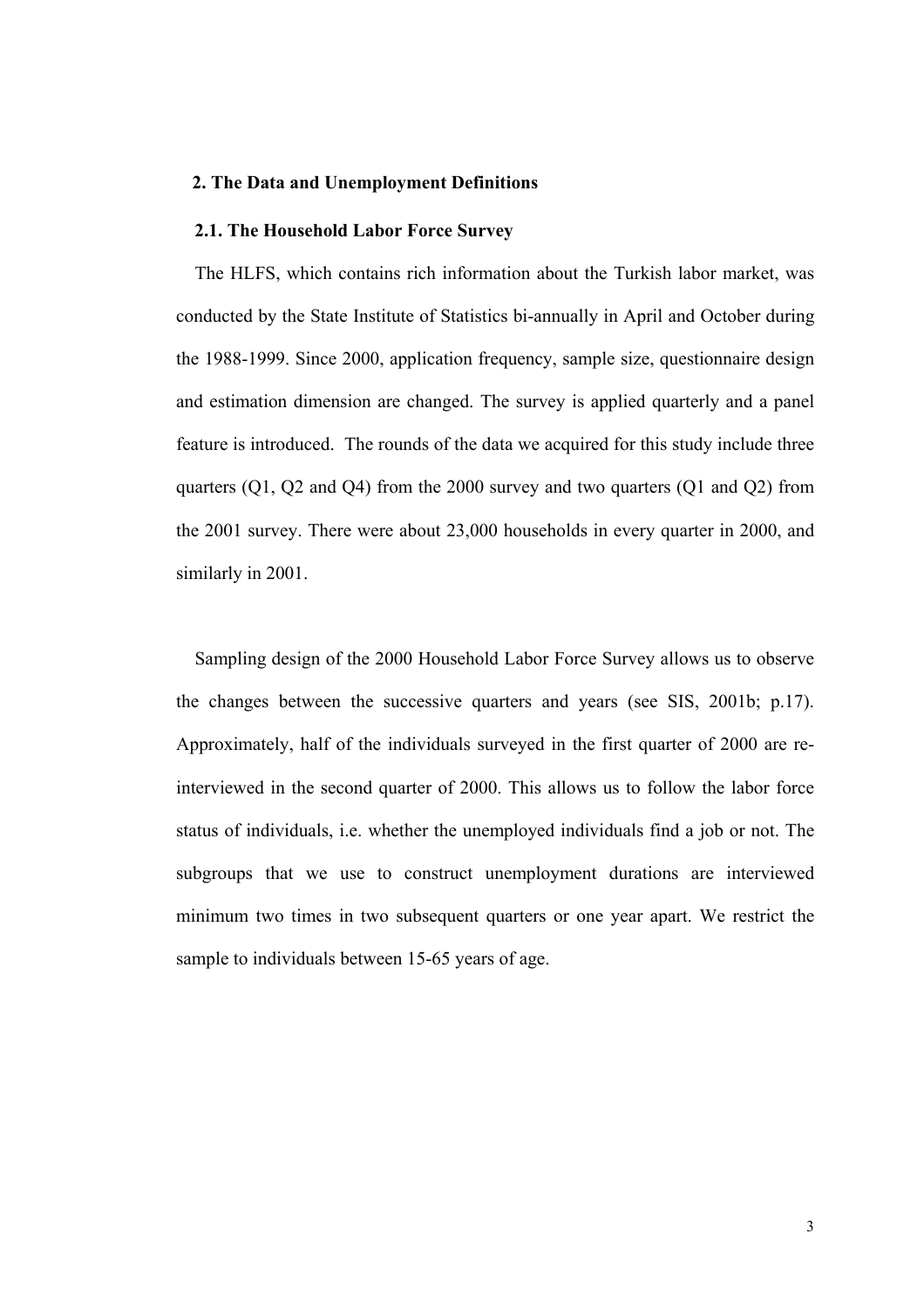## 2. The Data and Unemployment Definitions

### 2.1. The Household Labor Force Survey

The HLFS, which contains rich information about the Turkish labor market, was conducted by the State Institute of Statistics bi-annually in April and October during the 1988-1999. Since 2000, application frequency, sample size, questionnaire design and estimation dimension are changed. The survey is applied quarterly and a panel feature is introduced. The rounds of the data we acquired for this study include three quarters (Q1, Q2 and Q4) from the 2000 survey and two quarters (Q1 and Q2) from the 2001 survey. There were about 23,000 households in every quarter in 2000, and similarly in 2001.

Sampling design of the 2000 Household Labor Force Survey allows us to observe the changes between the successive quarters and years (see SIS, 2001b; p.17). Approximately, half of the individuals surveyed in the first quarter of 2000 are re-interviewed in the second quarter of 2000. This allows us to follow the labor force status of individuals, i.e. whether the unemployed individuals find a job or not. The subgroups that we use to construct unemployment durations are interviewed minimum two times in two subsequent quarters or one year apart. We restrict the sample to individuals between 15-65 years of age.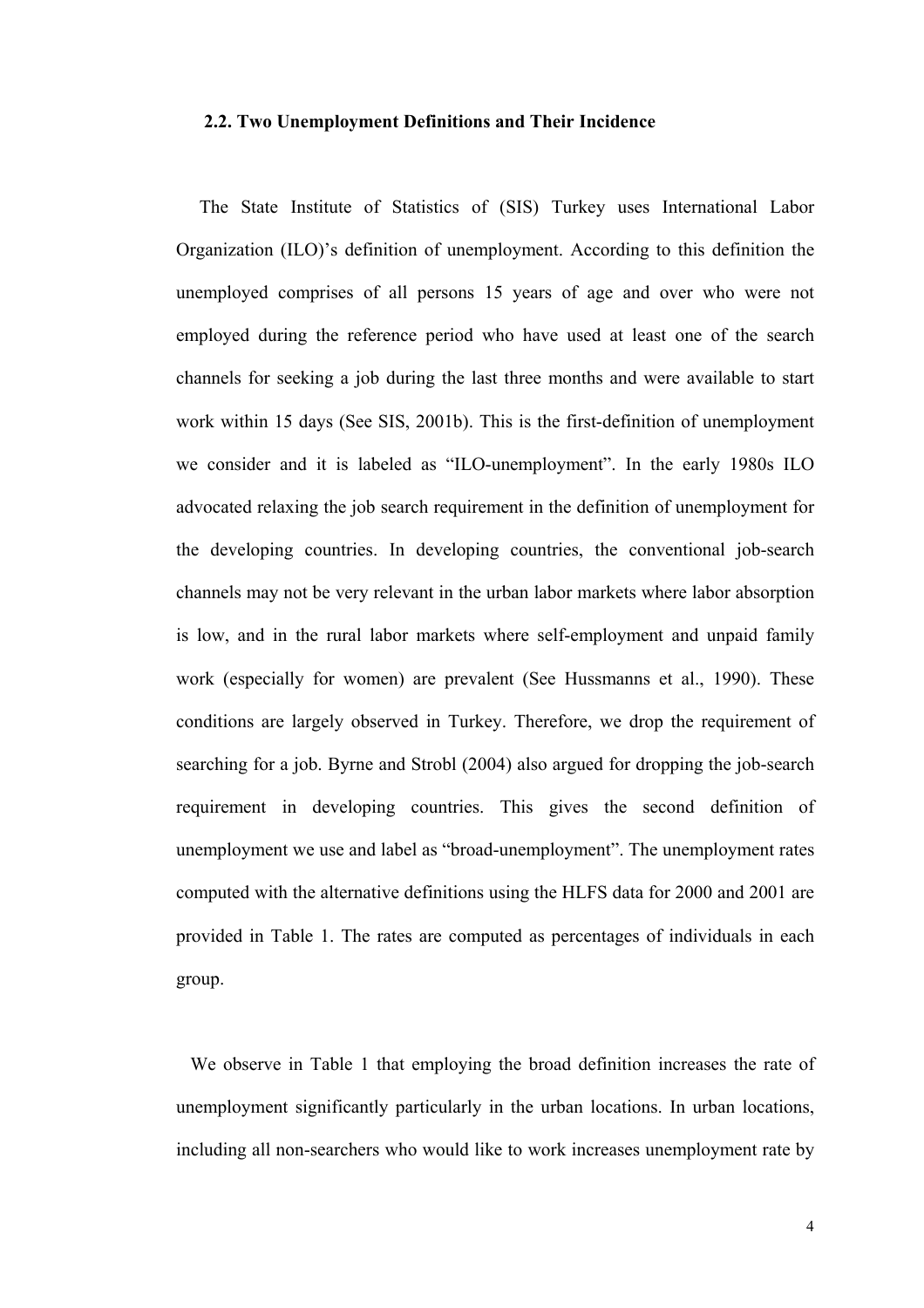### 2.2. Two Unemployment Definitions and Their Incidence

The State Institute of Statistics of (SIS) Turkey uses International Labor Organization (ILO)'s definition of unemployment. According to this definition the unemployed comprises of all persons 15 years of age and over who were not employed during the reference period who have used at least one of the search channels for seeking a job during the last three months and were available to start work within 15 days (See SIS, 2001b). This is the first-definition of unemployment we consider and it is labeled as "ILO-unemployment". In the early 1980s ILO advocated relaxing the job search requirement in the definition of unemployment for the developing countries. In developing countries, the conventional job-search channels may not be very relevant in the urban labor markets where labor absorption is low, and in the rural labor markets where self-employment and unpaid family work (especially for women) are prevalent (See Hussmanns et al., 1990). These conditions are largely observed in Turkey. Therefore, we drop the requirement of searching for a job. Byrne and Strobl (2004) also argued for dropping the job-search requirement in developing countries. This gives the second definition of unemployment we use and label as "broad-unemployment". The unemployment rates computed with the alternative definitions using the HLFS data for 2000 and 2001 are provided in Table 1. The rates are computed as percentages of individuals in each group.

We observe in Table 1 that employing the broad definition increases the rate of unemployment significantly particularly in the urban locations. In urban locations, including all non-searchers who would like to work increases unemployment rate by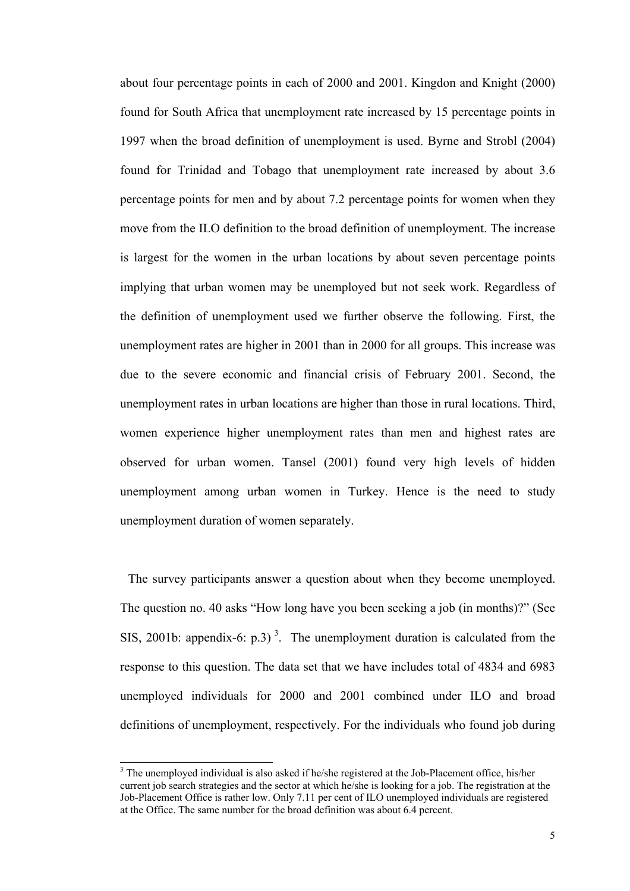about four percentage points in each of 2000 and 2001. Kingdon and Knight (2000) found for South Africa that unemployment rate increased by 15 percentage points in 1997 when the broad definition of unemployment is used. Byrne and Strobl (2004) found for Trinidad and Tobago that unemployment rate increased by about 3.6 percentage points for men and by about 7.2 percentage points for women when they move from the ILO definition to the broad definition of unemployment. The increase is largest for the women in the urban locations by about seven percentage points implying that urban women may be unemployed but not seek work. Regardless of the definition of unemployment used we further observe the following. First, the unemployment rates are higher in 2001 than in 2000 for all groups. This increase was due to the severe economic and financial crisis of February 2001. Second, the unemployment rates in urban locations are higher than those in rural locations. Third, women experience higher unemployment rates than men and highest rates are observed for urban women. Tansel (2001) found very high levels of hidden unemployment among urban women in Turkey. Hence is the need to study unemployment duration of women separately.

The survey participants answer a question about when they become unemployed. The question no. 40 asks "How long have you been seeking a job (in months)?" (See SIS, 2001b: appendix-6: p.3) [3]. The unemployment duration is calculated from the response to this question. The data set that we have includes total of 4834 and 6983 unemployed individuals for 2000 and 2001 combined under ILO and broad definitions of unemployment, respectively. For the individuals who found job during

[3] The unemployed individual is also asked if he/she registered at the Job-Placement office, his/her current job search strategies and the sector at which he/she is looking for a job. The registration at the Job-Placement Office is rather low. Only 7.11 per cent of ILO unemployed individuals are registered at the Office. The same number for the broad definition was about 6.4 percent.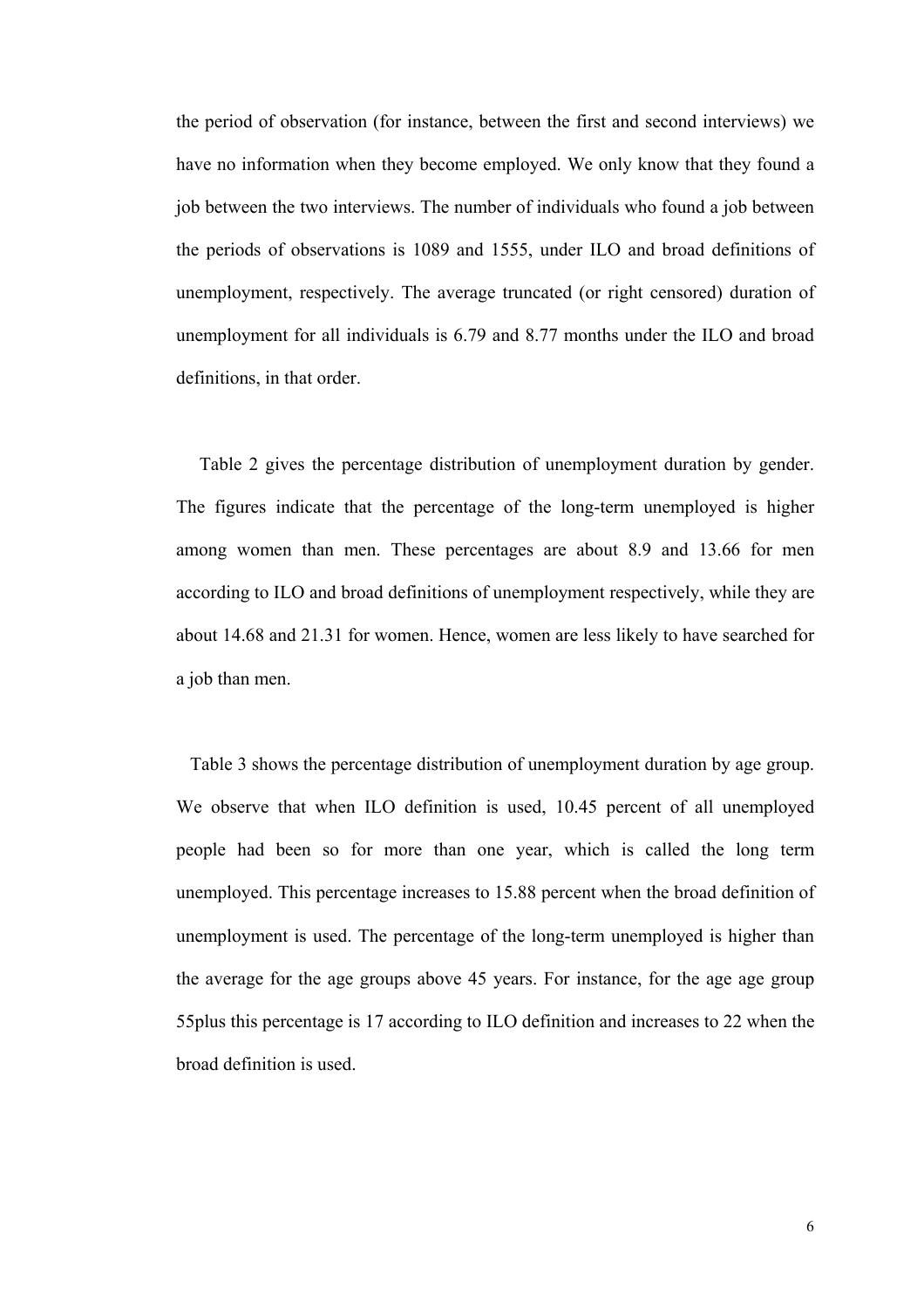the period of observation (for instance, between the first and second interviews) we have no information when they become employed. We only know that they found a job between the two interviews. The number of individuals who found a job between the periods of observations is 1089 and 1555, under ILO and broad definitions of unemployment, respectively. The average truncated (or right censored) duration of unemployment for all individuals is 6.79 and 8.77 months under the ILO and broad definitions, in that order.

Table 2 gives the percentage distribution of unemployment duration by gender. The figures indicate that the percentage of the long-term unemployed is higher among women than men. These percentages are about 8.9 and 13.66 for men according to ILO and broad definitions of unemployment respectively, while they are about 14.68 and 21.31 for women. Hence, women are less likely to have searched for a job than men.

Table 3 shows the percentage distribution of unemployment duration by age group. We observe that when ILO definition is used, 10.45 percent of all unemployed people had been so for more than one year, which is called the long term unemployed. This percentage increases to 15.88 percent when the broad definition of unemployment is used. The percentage of the long-term unemployed is higher than the average for the age groups above 45 years. For instance, for the age age group 55plus this percentage is 17 according to ILO definition and increases to 22 when the broad definition is used.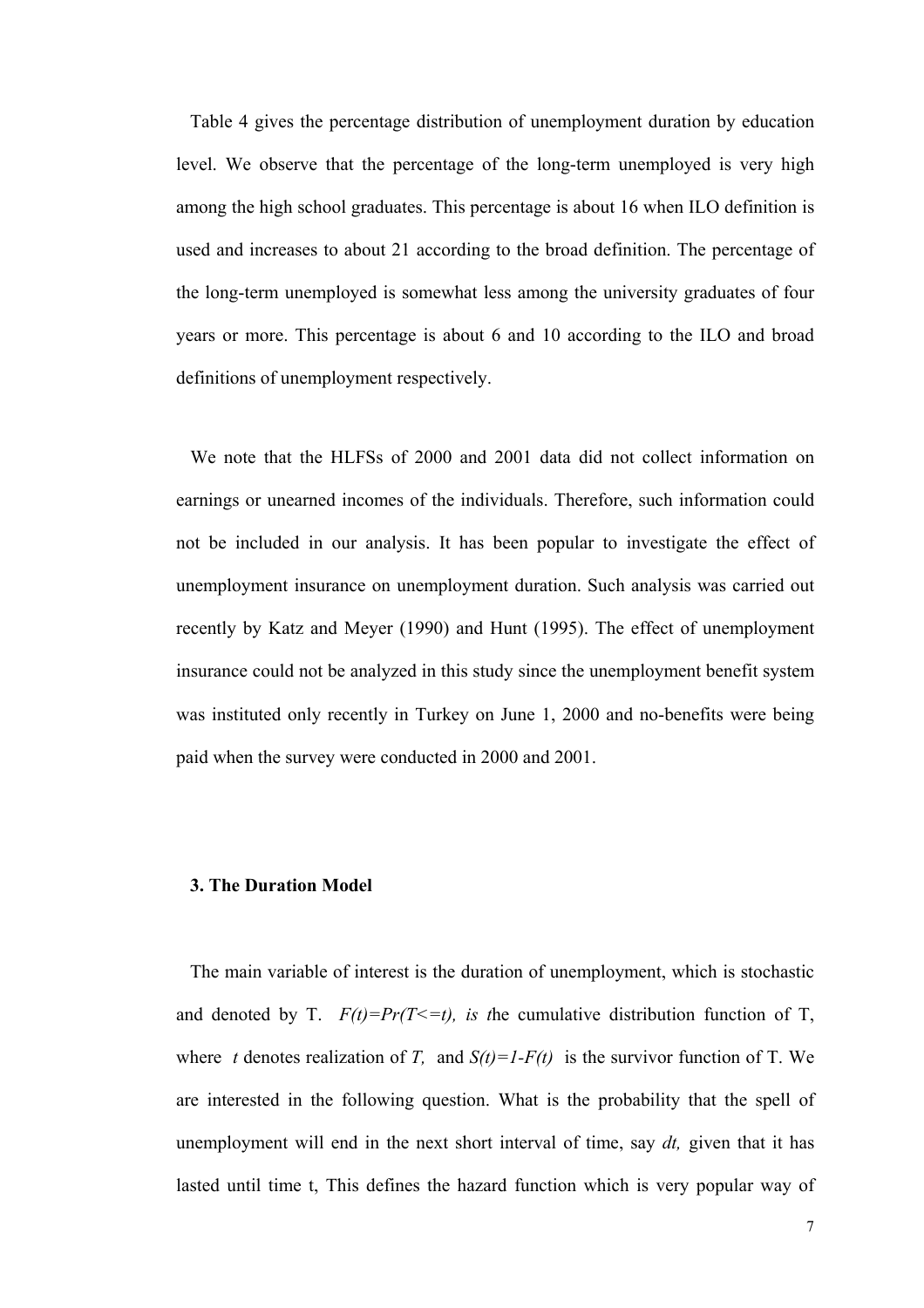Table 4 gives the percentage distribution of unemployment duration by education level. We observe that the percentage of the long-term unemployed is very high among the high school graduates. This percentage is about 16 when ILO definition is used and increases to about 21 according to the broad definition. The percentage of the long-term unemployed is somewhat less among the university graduates of four years or more. This percentage is about 6 and 10 according to the ILO and broad definitions of unemployment respectively.

We note that the HLFSs of 2000 and 2001 data did not collect information on earnings or unearned incomes of the individuals. Therefore, such information could not be included in our analysis. It has been popular to investigate the effect of unemployment insurance on unemployment duration. Such analysis was carried out recently by Katz and Meyer (1990) and Hunt (1995). The effect of unemployment insurance could not be analyzed in this study since the unemployment benefit system was instituted only recently in Turkey on June 1, 2000 and no-benefits were being paid when the survey were conducted in 2000 and 2001.

## 3. The Duration Model

The main variable of interest is the duration of unemployment, which is stochastic and denoted by T. $F(t)=Pr(T<=t)$, *is t*he cumulative distribution function of T, where $t$ denotes realization of $T$, and $S(t)=1-F(t)$ is the survivor function of T. We are interested in the following question. What is the probability that the spell of unemployment will end in the next short interval of time, say $dt$, given that it has lasted until time t, This defines the hazard function which is very popular way of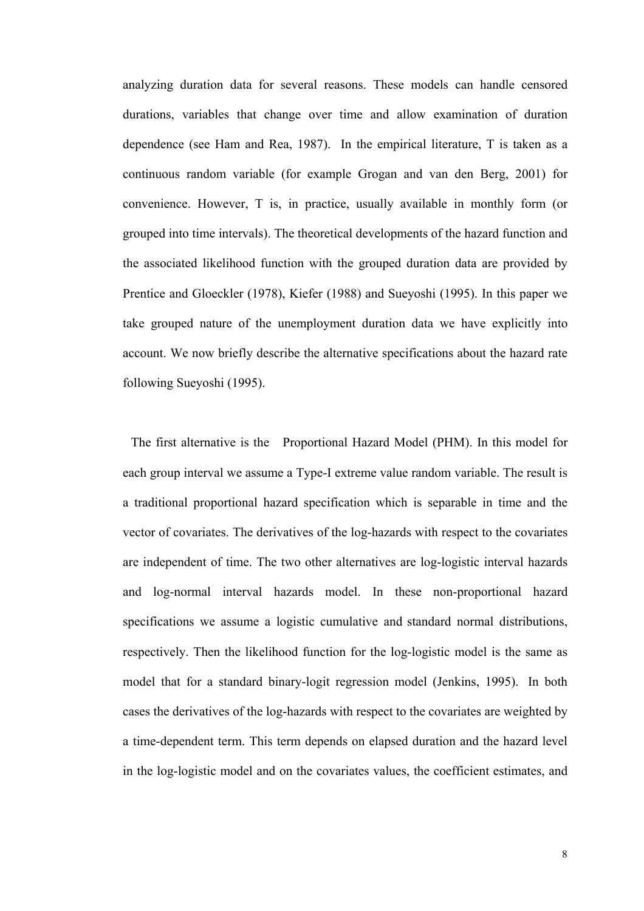analyzing duration data for several reasons. These models can handle censored durations, variables that change over time and allow examination of duration dependence (see Ham and Rea, 1987). In the empirical literature, T is taken as a continuous random variable (for example Grogan and van den Berg, 2001) for convenience. However, T is, in practice, usually available in monthly form (or grouped into time intervals). The theoretical developments of the hazard function and the associated likelihood function with the grouped duration data are provided by Prentice and Gloeckler (1978), Kiefer (1988) and Sueyoshi (1995). In this paper we take grouped nature of the unemployment duration data we have explicitly into account. We now briefly describe the alternative specifications about the hazard rate following Sueyoshi (1995).

The first alternative is the Proportional Hazard Model (PHM). In this model for each group interval we assume a Type-I extreme value random variable. The result is a traditional proportional hazard specification which is separable in time and the vector of covariates. The derivatives of the log-hazards with respect to the covariates are independent of time. The two other alternatives are log-logistic interval hazards and log-normal interval hazards model. In these non-proportional hazard specifications we assume a logistic cumulative and standard normal distributions, respectively. Then the likelihood function for the log-logistic model is the same as model that for a standard binary-logit regression model (Jenkins, 1995). In both cases the derivatives of the log-hazards with respect to the covariates are weighted by a time-dependent term. This term depends on elapsed duration and the hazard level in the log-logistic model and on the covariates values, the coefficient estimates, and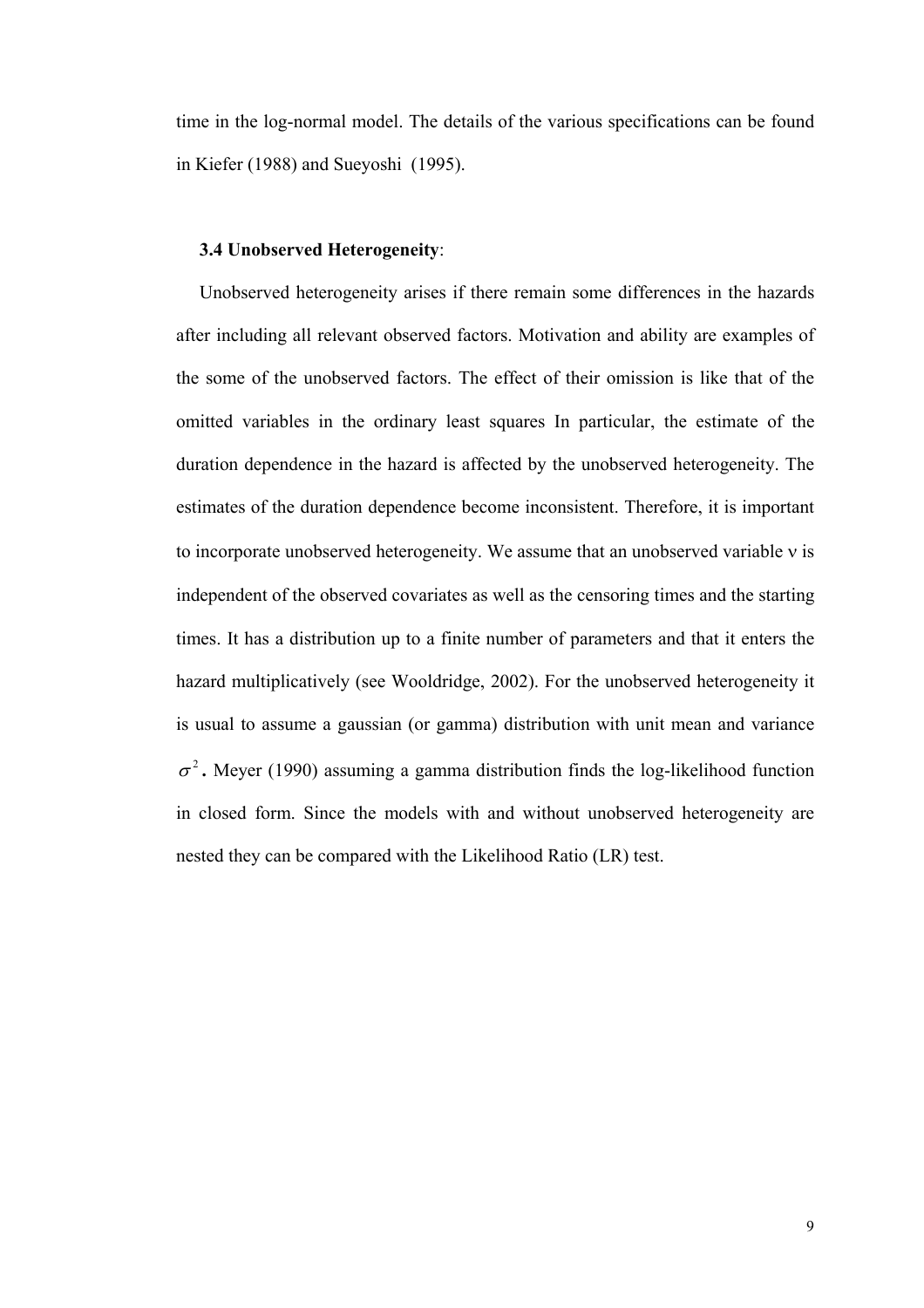time in the log-normal model. The details of the various specifications can be found in Kiefer (1988) and Sueyoshi (1995).

### 3.4 Unobserved Heterogeneity:

Unobserved heterogeneity arises if there remain some differences in the hazards after including all relevant observed factors. Motivation and ability are examples of the some of the unobserved factors. The effect of their omission is like that of the omitted variables in the ordinary least squares In particular, the estimate of the duration dependence in the hazard is affected by the unobserved heterogeneity. The estimates of the duration dependence become inconsistent. Therefore, it is important to incorporate unobserved heterogeneity. We assume that an unobserved variable $\nu$ is independent of the observed covariates as well as the censoring times and the starting times. It has a distribution up to a finite number of parameters and that it enters the hazard multiplicatively (see Wooldridge, 2002). For the unobserved heterogeneity it is usual to assume a gaussian (or gamma) distribution with unit mean and variance $\sigma^2$**.** Meyer (1990) assuming a gamma distribution finds the log-likelihood function in closed form. Since the models with and without unobserved heterogeneity are nested they can be compared with the Likelihood Ratio (LR) test.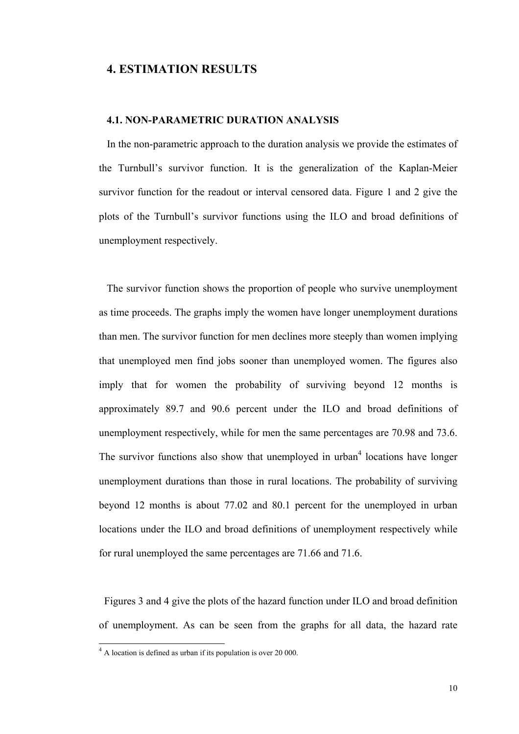## 4. ESTIMATION RESULTS

### 4.1. NON-PARAMETRIC DURATION ANALYSIS

In the non-parametric approach to the duration analysis we provide the estimates of the Turnbull's survivor function. It is the generalization of the Kaplan-Meier survivor function for the readout or interval censored data. Figure 1 and 2 give the plots of the Turnbull's survivor functions using the ILO and broad definitions of unemployment respectively.

The survivor function shows the proportion of people who survive unemployment as time proceeds. The graphs imply the women have longer unemployment durations than men. The survivor function for men declines more steeply than women implying that unemployed men find jobs sooner than unemployed women. The figures also imply that for women the probability of surviving beyond 12 months is approximately 89.7 and 90.6 percent under the ILO and broad definitions of unemployment respectively, while for men the same percentages are 70.98 and 73.6. The survivor functions also show that unemployed in urban[4] locations have longer unemployment durations than those in rural locations. The probability of surviving beyond 12 months is about 77.02 and 80.1 percent for the unemployed in urban locations under the ILO and broad definitions of unemployment respectively while for rural unemployed the same percentages are 71.66 and 71.6.

Figures 3 and 4 give the plots of the hazard function under ILO and broad definition of unemployment. As can be seen from the graphs for all data, the hazard rate

[4] A location is defined as urban if its population is over 20 000.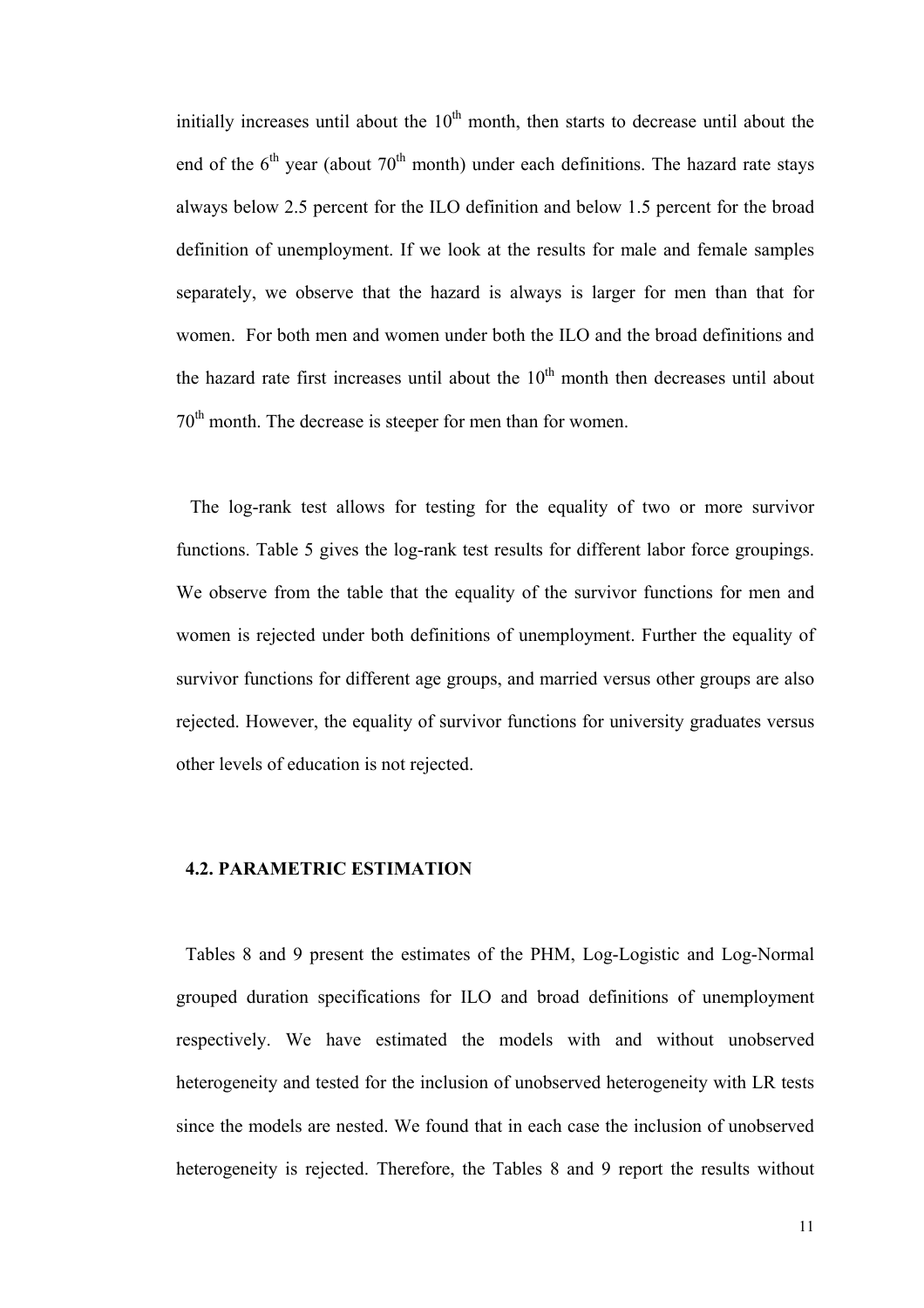initially increases until about the 10th month, then starts to decrease until about the end of the 6th year (about 70th month) under each definitions. The hazard rate stays always below 2.5 percent for the ILO definition and below 1.5 percent for the broad definition of unemployment. If we look at the results for male and female samples separately, we observe that the hazard is always is larger for men than that for women. For both men and women under both the ILO and the broad definitions and the hazard rate first increases until about the 10th month then decreases until about 70th month. The decrease is steeper for men than for women.

The log-rank test allows for testing for the equality of two or more survivor functions. Table 5 gives the log-rank test results for different labor force groupings. We observe from the table that the equality of the survivor functions for men and women is rejected under both definitions of unemployment. Further the equality of survivor functions for different age groups, and married versus other groups are also rejected. However, the equality of survivor functions for university graduates versus other levels of education is not rejected.

### 4.2. PARAMETRIC ESTIMATION

Tables 8 and 9 present the estimates of the PHM, Log-Logistic and Log-Normal grouped duration specifications for ILO and broad definitions of unemployment respectively. We have estimated the models with and without unobserved heterogeneity and tested for the inclusion of unobserved heterogeneity with LR tests since the models are nested. We found that in each case the inclusion of unobserved heterogeneity is rejected. Therefore, the Tables 8 and 9 report the results without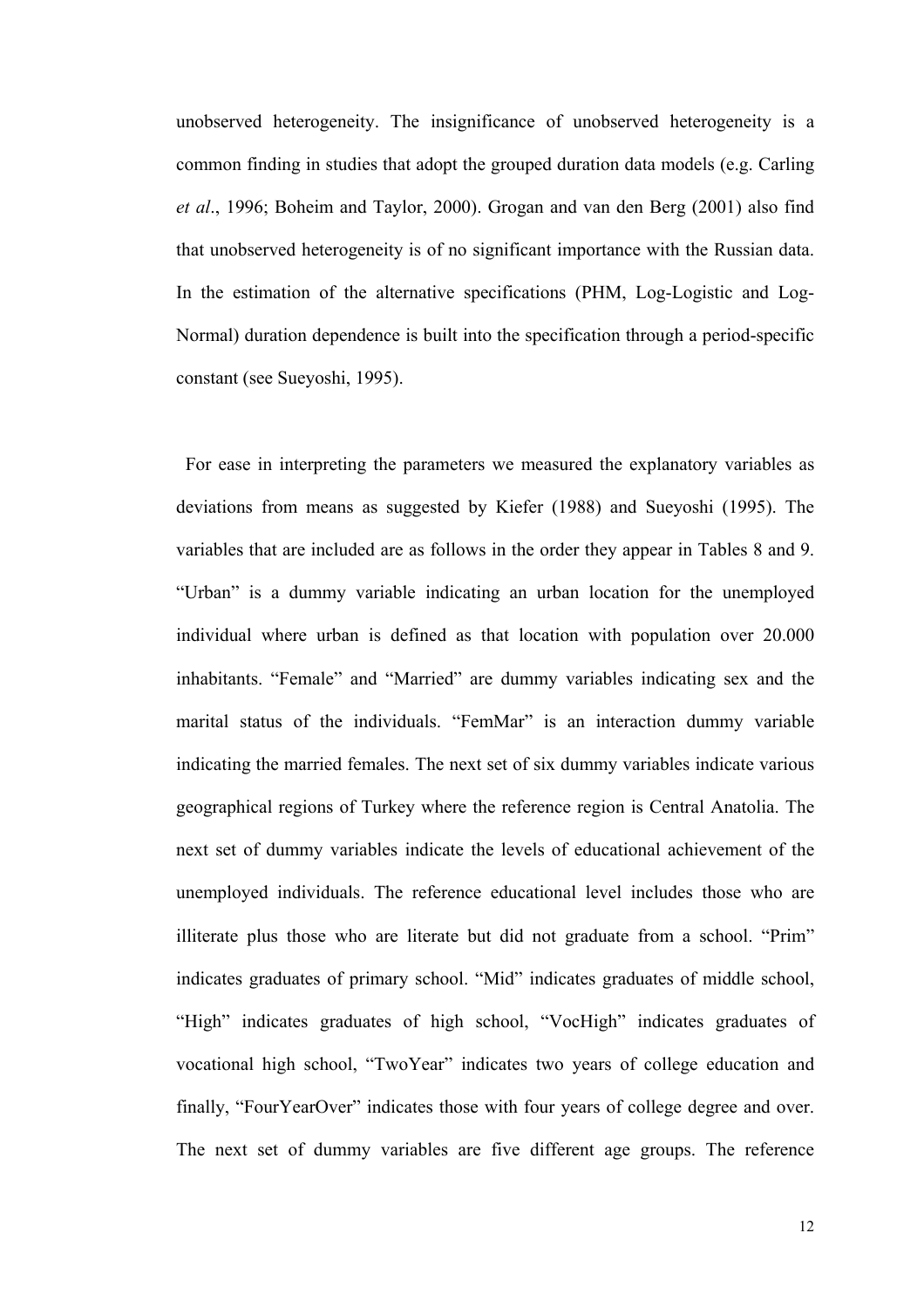unobserved heterogeneity. The insignificance of unobserved heterogeneity is a common finding in studies that adopt the grouped duration data models (e.g. Carling *et al*., 1996; Boheim and Taylor, 2000). Grogan and van den Berg (2001) also find that unobserved heterogeneity is of no significant importance with the Russian data. In the estimation of the alternative specifications (PHM, Log-Logistic and Log-Normal) duration dependence is built into the specification through a period-specific constant (see Sueyoshi, 1995).

For ease in interpreting the parameters we measured the explanatory variables as deviations from means as suggested by Kiefer (1988) and Sueyoshi (1995). The variables that are included are as follows in the order they appear in Tables 8 and 9. "Urban" is a dummy variable indicating an urban location for the unemployed individual where urban is defined as that location with population over 20.000 inhabitants. "Female" and "Married" are dummy variables indicating sex and the marital status of the individuals. "FemMar" is an interaction dummy variable indicating the married females. The next set of six dummy variables indicate various geographical regions of Turkey where the reference region is Central Anatolia. The next set of dummy variables indicate the levels of educational achievement of the unemployed individuals. The reference educational level includes those who are illiterate plus those who are literate but did not graduate from a school. "Prim" indicates graduates of primary school. "Mid" indicates graduates of middle school, "High" indicates graduates of high school, "VocHigh" indicates graduates of vocational high school, "TwoYear" indicates two years of college education and finally, "FourYearOver" indicates those with four years of college degree and over. The next set of dummy variables are five different age groups. The reference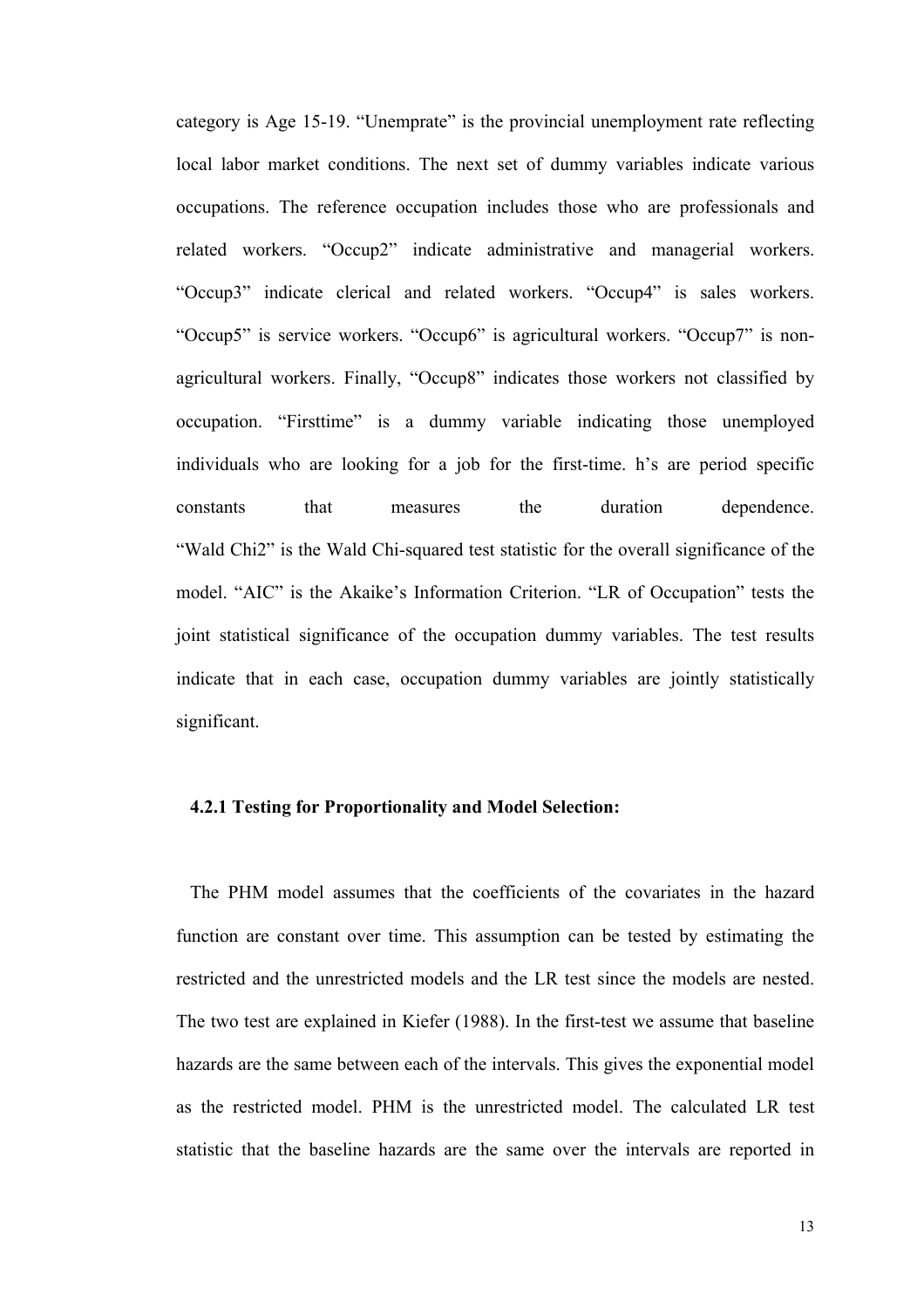category is Age 15-19. "Unemprate" is the provincial unemployment rate reflecting local labor market conditions. The next set of dummy variables indicate various occupations. The reference occupation includes those who are professionals and related workers. "Occup2" indicate administrative and managerial workers. "Occup3" indicate clerical and related workers. "Occup4" is sales workers. "Occup5" is service workers. "Occup6" is agricultural workers. "Occup7" is non-agricultural workers. Finally, "Occup8" indicates those workers not classified by occupation. "Firsttime" is a dummy variable indicating those unemployed individuals who are looking for a job for the first-time. h's are period specific constants that measures the duration dependence. "Wald Chi2" is the Wald Chi-squared test statistic for the overall significance of the model. "AIC" is the Akaike's Information Criterion. "LR of Occupation" tests the joint statistical significance of the occupation dummy variables. The test results indicate that in each case, occupation dummy variables are jointly statistically significant.

### 4.2.1 Testing for Proportionality and Model Selection:

The PHM model assumes that the coefficients of the covariates in the hazard function are constant over time. This assumption can be tested by estimating the restricted and the unrestricted models and the LR test since the models are nested. The two test are explained in Kiefer (1988). In the first-test we assume that baseline hazards are the same between each of the intervals. This gives the exponential model as the restricted model. PHM is the unrestricted model. The calculated LR test statistic that the baseline hazards are the same over the intervals are reported in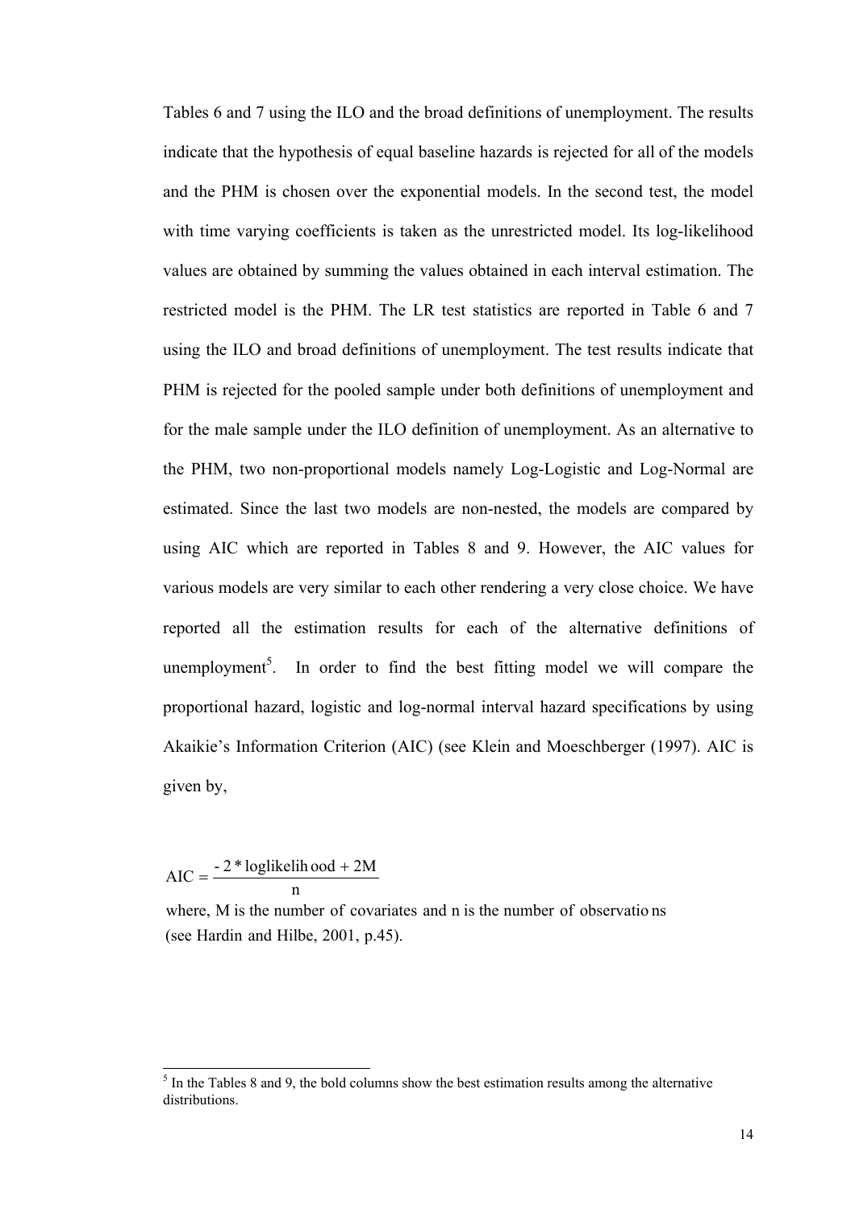Tables 6 and 7 using the ILO and the broad definitions of unemployment. The results indicate that the hypothesis of equal baseline hazards is rejected for all of the models and the PHM is chosen over the exponential models. In the second test, the model with time varying coefficients is taken as the unrestricted model. Its log-likelihood values are obtained by summing the values obtained in each interval estimation. The restricted model is the PHM. The LR test statistics are reported in Table 6 and 7 using the ILO and broad definitions of unemployment. The test results indicate that PHM is rejected for the pooled sample under both definitions of unemployment and for the male sample under the ILO definition of unemployment. As an alternative to the PHM, two non-proportional models namely Log-Logistic and Log-Normal are estimated. Since the last two models are non-nested, the models are compared by using AIC which are reported in Tables 8 and 9. However, the AIC values for various models are very similar to each other rendering a very close choice. We have reported all the estimation results for each of the alternative definitions of unemployment[5]. In order to find the best fitting model we will compare the proportional hazard, logistic and log-normal interval hazard specifications by using Akaikie's Information Criterion (AIC) (see Klein and Moeschberger (1997). AIC is given by,

$$\mathrm{AIC} = \frac{-2 * \mathrm{loglikelihood} + 2\mathrm{M}}{\mathrm{n}}$$

where, M is the number of covariates and n is the number of observations (see Hardin and Hilbe, 2001, p.45).

---

[5] In the Tables 8 and 9, the bold columns show the best estimation results among the alternative distributions.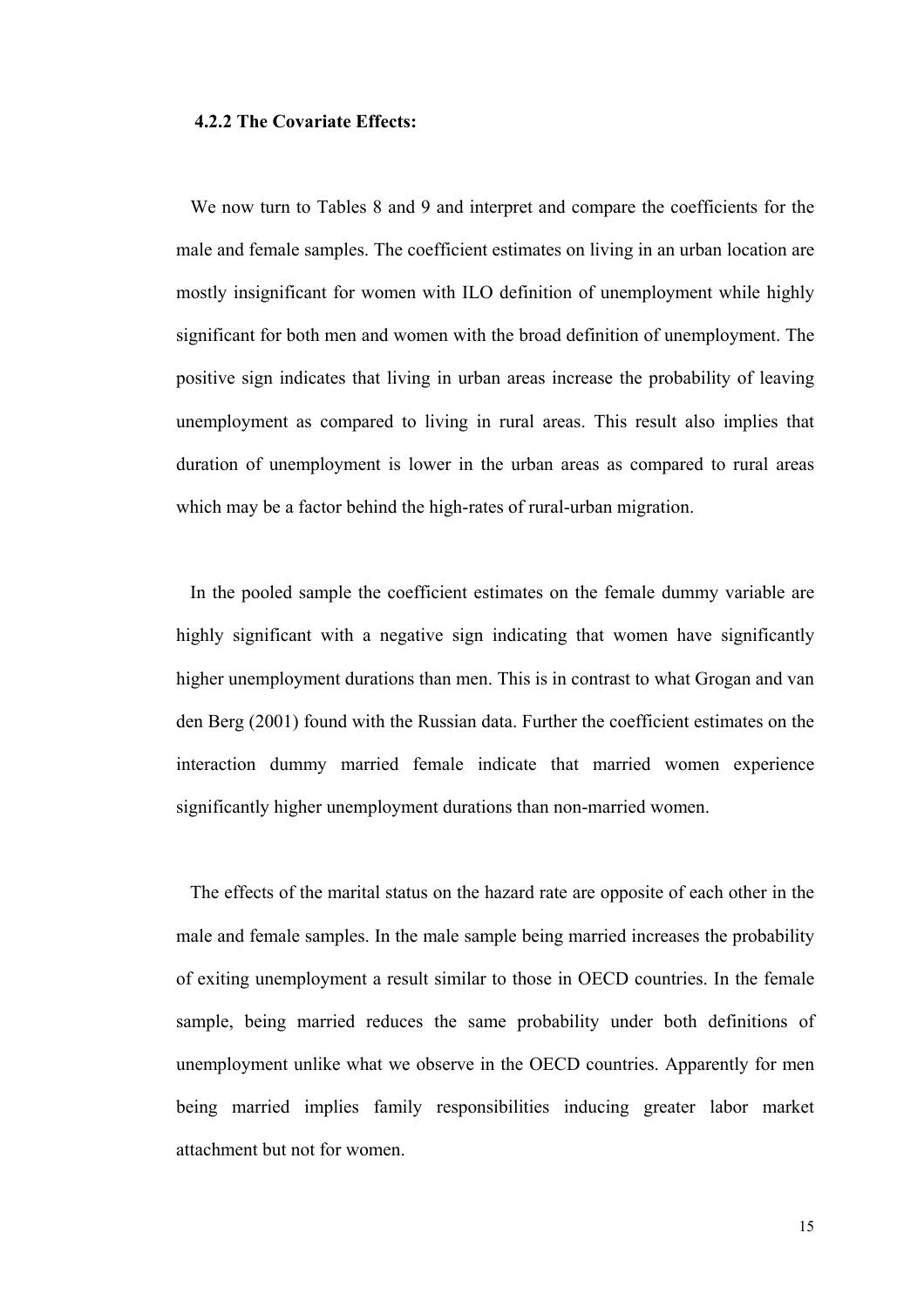### 4.2.2 The Covariate Effects:

We now turn to Tables 8 and 9 and interpret and compare the coefficients for the male and female samples. The coefficient estimates on living in an urban location are mostly insignificant for women with ILO definition of unemployment while highly significant for both men and women with the broad definition of unemployment. The positive sign indicates that living in urban areas increase the probability of leaving unemployment as compared to living in rural areas. This result also implies that duration of unemployment is lower in the urban areas as compared to rural areas which may be a factor behind the high-rates of rural-urban migration.

In the pooled sample the coefficient estimates on the female dummy variable are highly significant with a negative sign indicating that women have significantly higher unemployment durations than men. This is in contrast to what Grogan and van den Berg (2001) found with the Russian data. Further the coefficient estimates on the interaction dummy married female indicate that married women experience significantly higher unemployment durations than non-married women.

The effects of the marital status on the hazard rate are opposite of each other in the male and female samples. In the male sample being married increases the probability of exiting unemployment a result similar to those in OECD countries. In the female sample, being married reduces the same probability under both definitions of unemployment unlike what we observe in the OECD countries. Apparently for men being married implies family responsibilities inducing greater labor market attachment but not for women.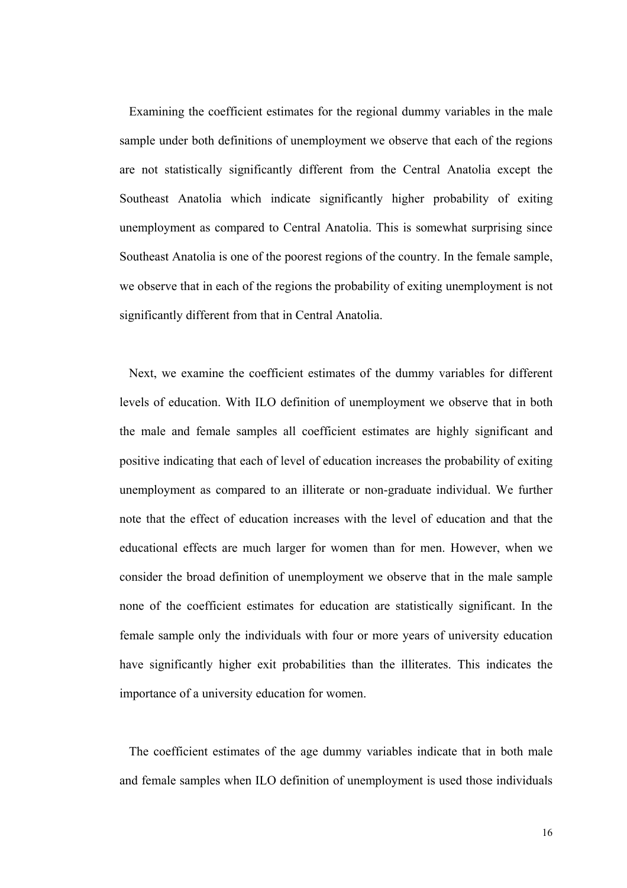Examining the coefficient estimates for the regional dummy variables in the male sample under both definitions of unemployment we observe that each of the regions are not statistically significantly different from the Central Anatolia except the Southeast Anatolia which indicate significantly higher probability of exiting unemployment as compared to Central Anatolia. This is somewhat surprising since Southeast Anatolia is one of the poorest regions of the country. In the female sample, we observe that in each of the regions the probability of exiting unemployment is not significantly different from that in Central Anatolia.

Next, we examine the coefficient estimates of the dummy variables for different levels of education. With ILO definition of unemployment we observe that in both the male and female samples all coefficient estimates are highly significant and positive indicating that each of level of education increases the probability of exiting unemployment as compared to an illiterate or non-graduate individual. We further note that the effect of education increases with the level of education and that the educational effects are much larger for women than for men. However, when we consider the broad definition of unemployment we observe that in the male sample none of the coefficient estimates for education are statistically significant. In the female sample only the individuals with four or more years of university education have significantly higher exit probabilities than the illiterates. This indicates the importance of a university education for women.

The coefficient estimates of the age dummy variables indicate that in both male and female samples when ILO definition of unemployment is used those individuals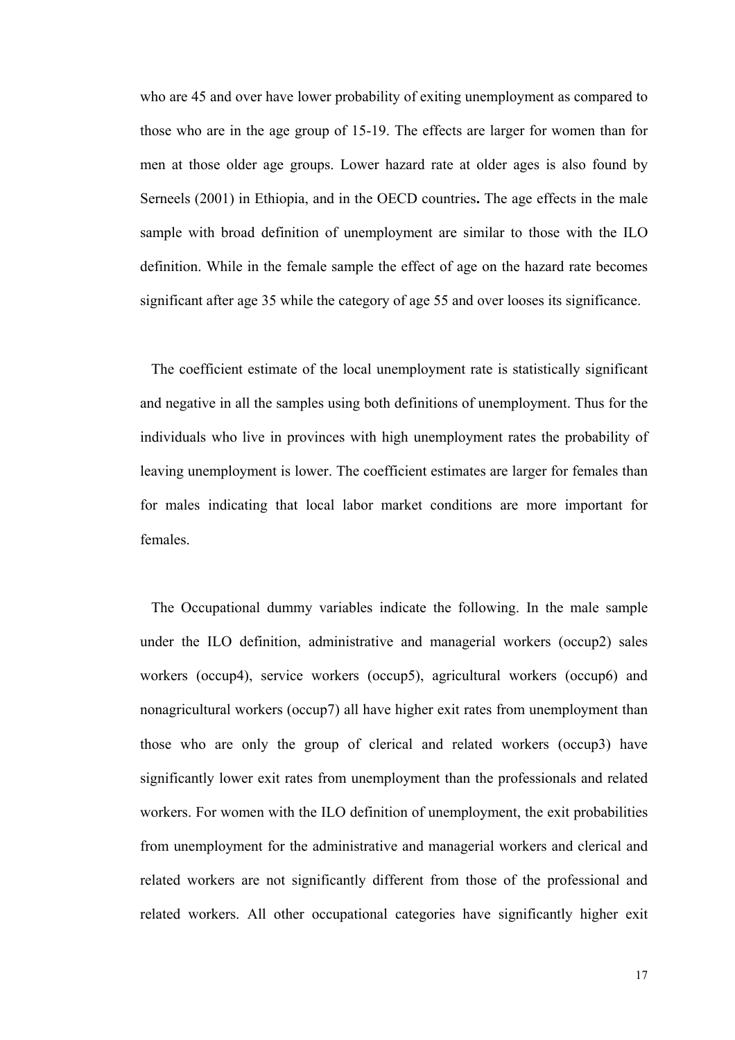who are 45 and over have lower probability of exiting unemployment as compared to those who are in the age group of 15-19. The effects are larger for women than for men at those older age groups. Lower hazard rate at older ages is also found by Serneels (2001) in Ethiopia, and in the OECD countries**.** The age effects in the male sample with broad definition of unemployment are similar to those with the ILO definition. While in the female sample the effect of age on the hazard rate becomes significant after age 35 while the category of age 55 and over looses its significance.

The coefficient estimate of the local unemployment rate is statistically significant and negative in all the samples using both definitions of unemployment. Thus for the individuals who live in provinces with high unemployment rates the probability of leaving unemployment is lower. The coefficient estimates are larger for females than for males indicating that local labor market conditions are more important for females.

The Occupational dummy variables indicate the following. In the male sample under the ILO definition, administrative and managerial workers (occup2) sales workers (occup4), service workers (occup5), agricultural workers (occup6) and nonagricultural workers (occup7) all have higher exit rates from unemployment than those who are only the group of clerical and related workers (occup3) have significantly lower exit rates from unemployment than the professionals and related workers. For women with the ILO definition of unemployment, the exit probabilities from unemployment for the administrative and managerial workers and clerical and related workers are not significantly different from those of the professional and related workers. All other occupational categories have significantly higher exit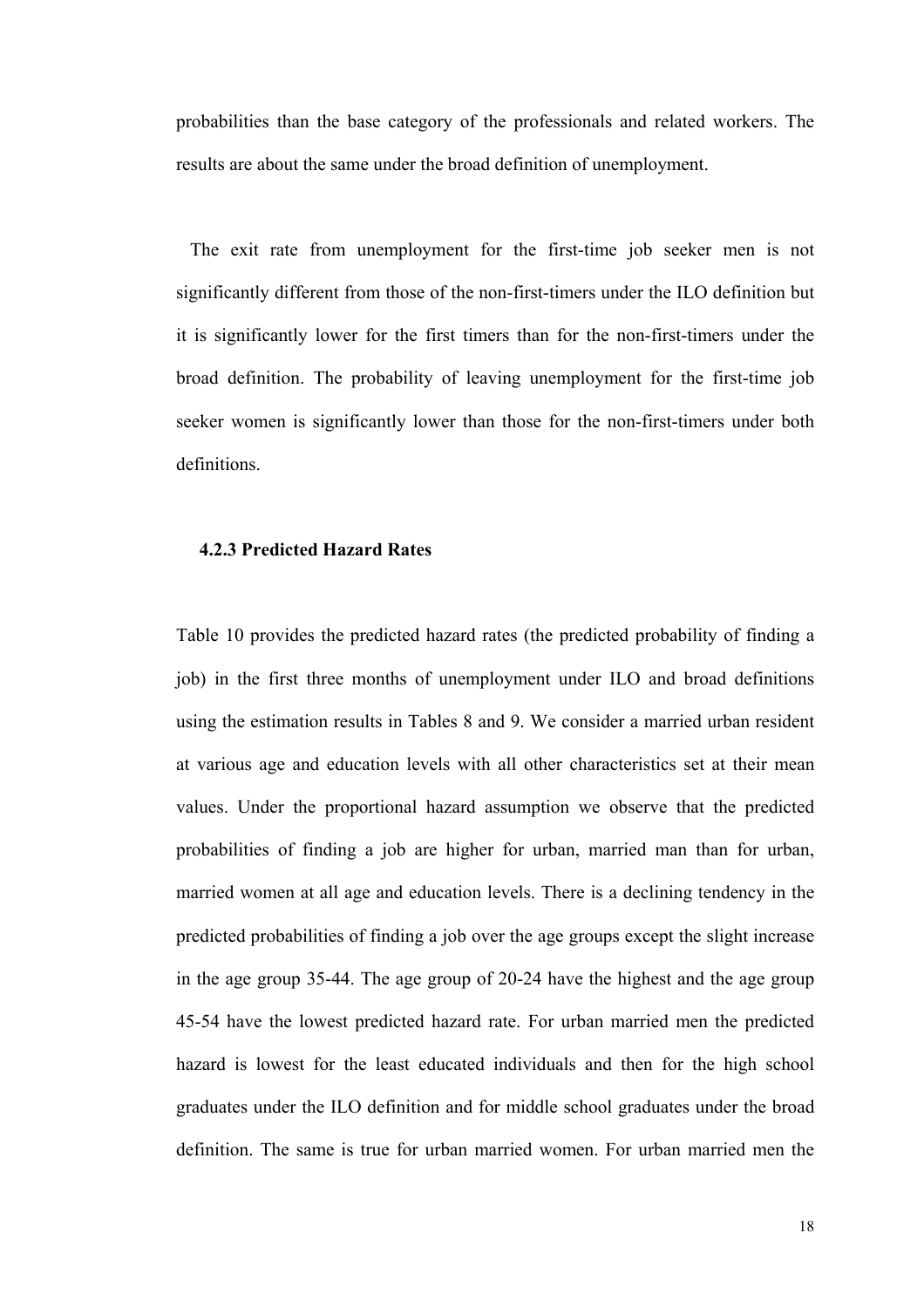probabilities than the base category of the professionals and related workers. The results are about the same under the broad definition of unemployment.

The exit rate from unemployment for the first-time job seeker men is not significantly different from those of the non-first-timers under the ILO definition but it is significantly lower for the first timers than for the non-first-timers under the broad definition. The probability of leaving unemployment for the first-time job seeker women is significantly lower than those for the non-first-timers under both definitions.

### 4.2.3 Predicted Hazard Rates

Table 10 provides the predicted hazard rates (the predicted probability of finding a job) in the first three months of unemployment under ILO and broad definitions using the estimation results in Tables 8 and 9. We consider a married urban resident at various age and education levels with all other characteristics set at their mean values. Under the proportional hazard assumption we observe that the predicted probabilities of finding a job are higher for urban, married man than for urban, married women at all age and education levels. There is a declining tendency in the predicted probabilities of finding a job over the age groups except the slight increase in the age group 35-44. The age group of 20-24 have the highest and the age group 45-54 have the lowest predicted hazard rate. For urban married men the predicted hazard is lowest for the least educated individuals and then for the high school graduates under the ILO definition and for middle school graduates under the broad definition. The same is true for urban married women. For urban married men the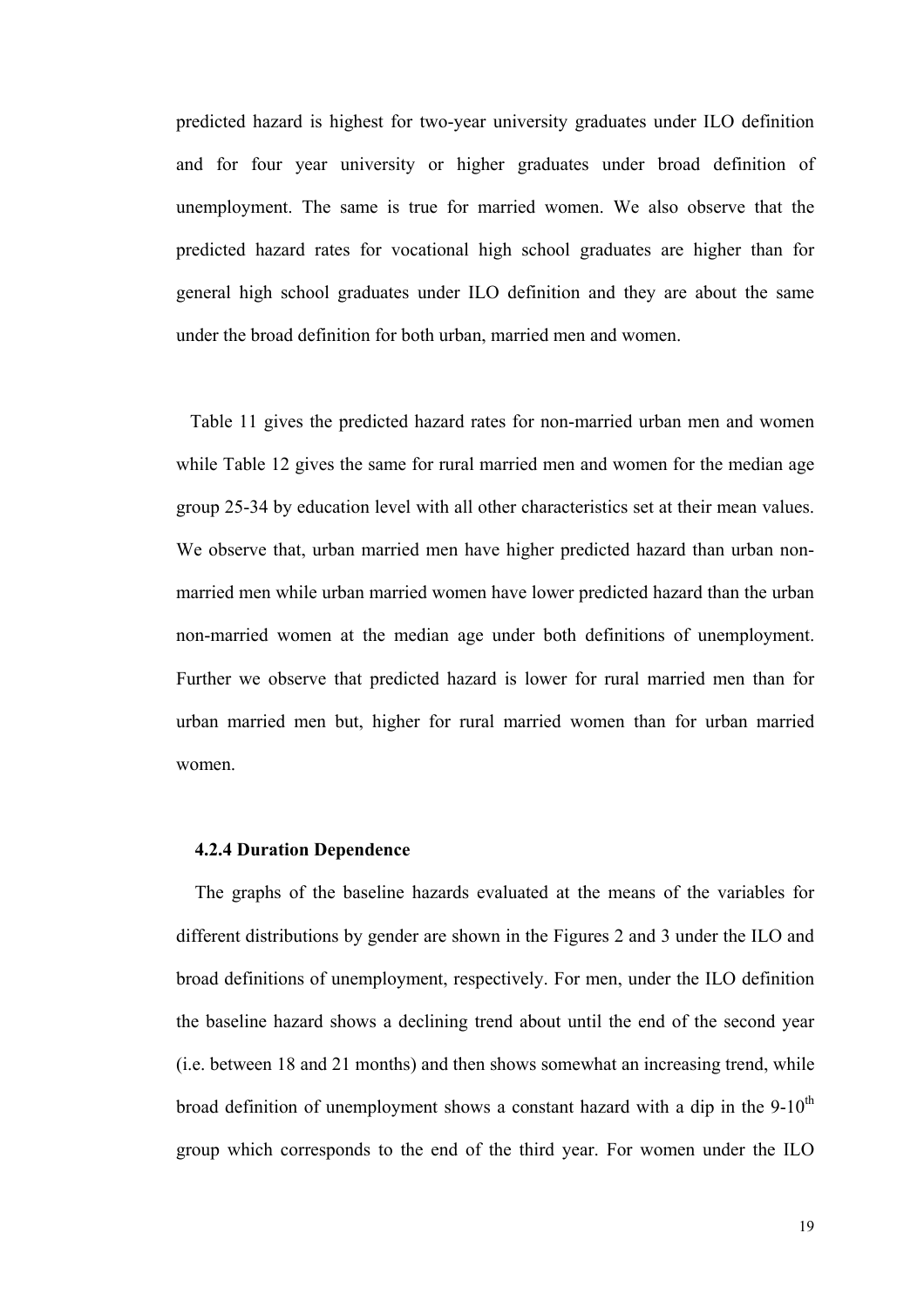predicted hazard is highest for two-year university graduates under ILO definition and for four year university or higher graduates under broad definition of unemployment. The same is true for married women. We also observe that the predicted hazard rates for vocational high school graduates are higher than for general high school graduates under ILO definition and they are about the same under the broad definition for both urban, married men and women.

Table 11 gives the predicted hazard rates for non-married urban men and women while Table 12 gives the same for rural married men and women for the median age group 25-34 by education level with all other characteristics set at their mean values. We observe that, urban married men have higher predicted hazard than urban non-married men while urban married women have lower predicted hazard than the urban non-married women at the median age under both definitions of unemployment. Further we observe that predicted hazard is lower for rural married men than for urban married men but, higher for rural married women than for urban married women.

### 4.2.4 Duration Dependence

The graphs of the baseline hazards evaluated at the means of the variables for different distributions by gender are shown in the Figures 2 and 3 under the ILO and broad definitions of unemployment, respectively. For men, under the ILO definition the baseline hazard shows a declining trend about until the end of the second year (i.e. between 18 and 21 months) and then shows somewhat an increasing trend, while broad definition of unemployment shows a constant hazard with a dip in the 9-10$^{th}$ group which corresponds to the end of the third year. For women under the ILO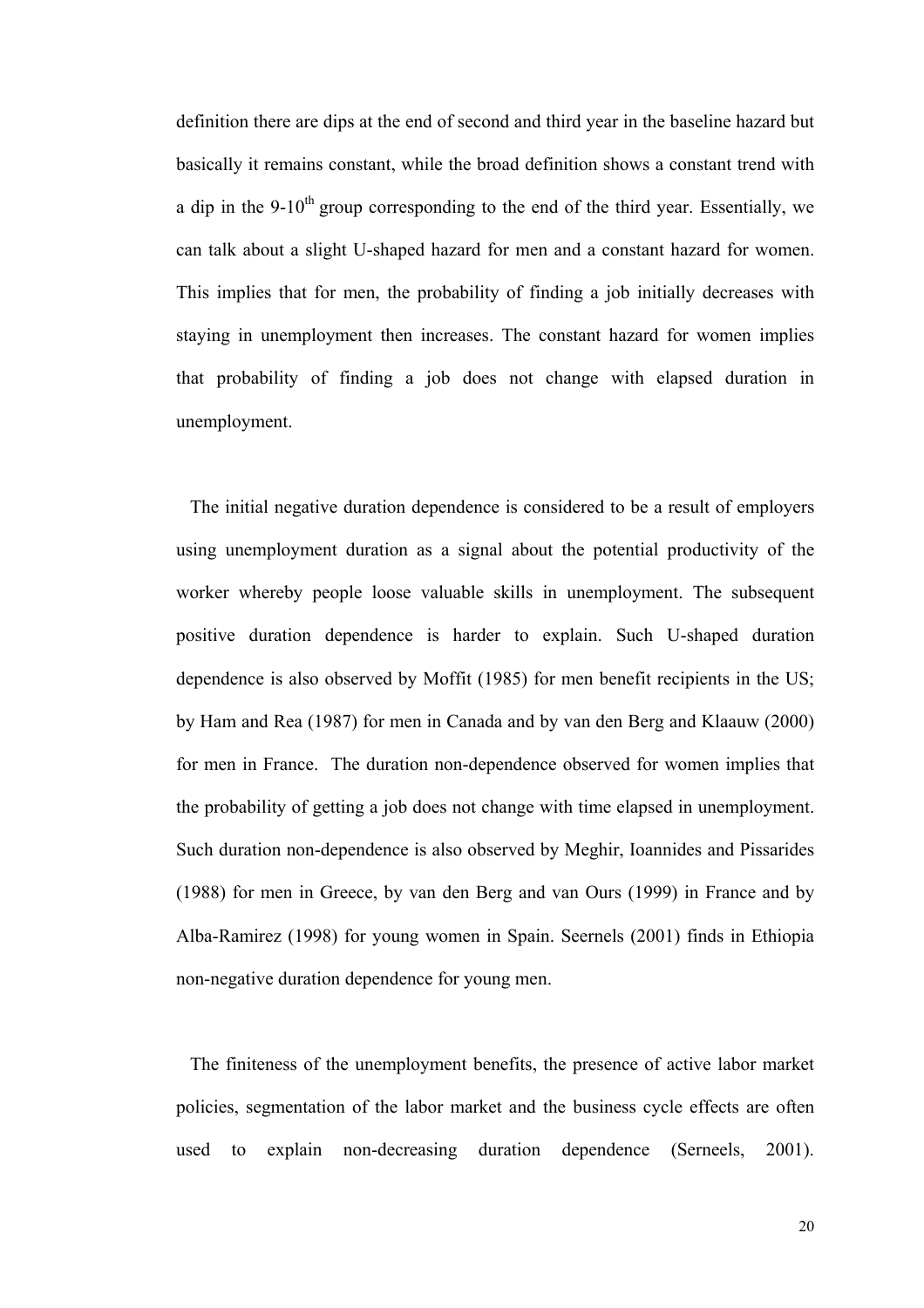definition there are dips at the end of second and third year in the baseline hazard but basically it remains constant, while the broad definition shows a constant trend with a dip in the 9-10$^{th}$ group corresponding to the end of the third year. Essentially, we can talk about a slight U-shaped hazard for men and a constant hazard for women. This implies that for men, the probability of finding a job initially decreases with staying in unemployment then increases. The constant hazard for women implies that probability of finding a job does not change with elapsed duration in unemployment.

The initial negative duration dependence is considered to be a result of employers using unemployment duration as a signal about the potential productivity of the worker whereby people loose valuable skills in unemployment. The subsequent positive duration dependence is harder to explain. Such U-shaped duration dependence is also observed by Moffit (1985) for men benefit recipients in the US; by Ham and Rea (1987) for men in Canada and by van den Berg and Klaauw (2000) for men in France. The duration non-dependence observed for women implies that the probability of getting a job does not change with time elapsed in unemployment. Such duration non-dependence is also observed by Meghir, Ioannides and Pissarides (1988) for men in Greece, by van den Berg and van Ours (1999) in France and by Alba-Ramirez (1998) for young women in Spain. Seernels (2001) finds in Ethiopia non-negative duration dependence for young men.

The finiteness of the unemployment benefits, the presence of active labor market policies, segmentation of the labor market and the business cycle effects are often used to explain non-decreasing duration dependence (Serneels, 2001).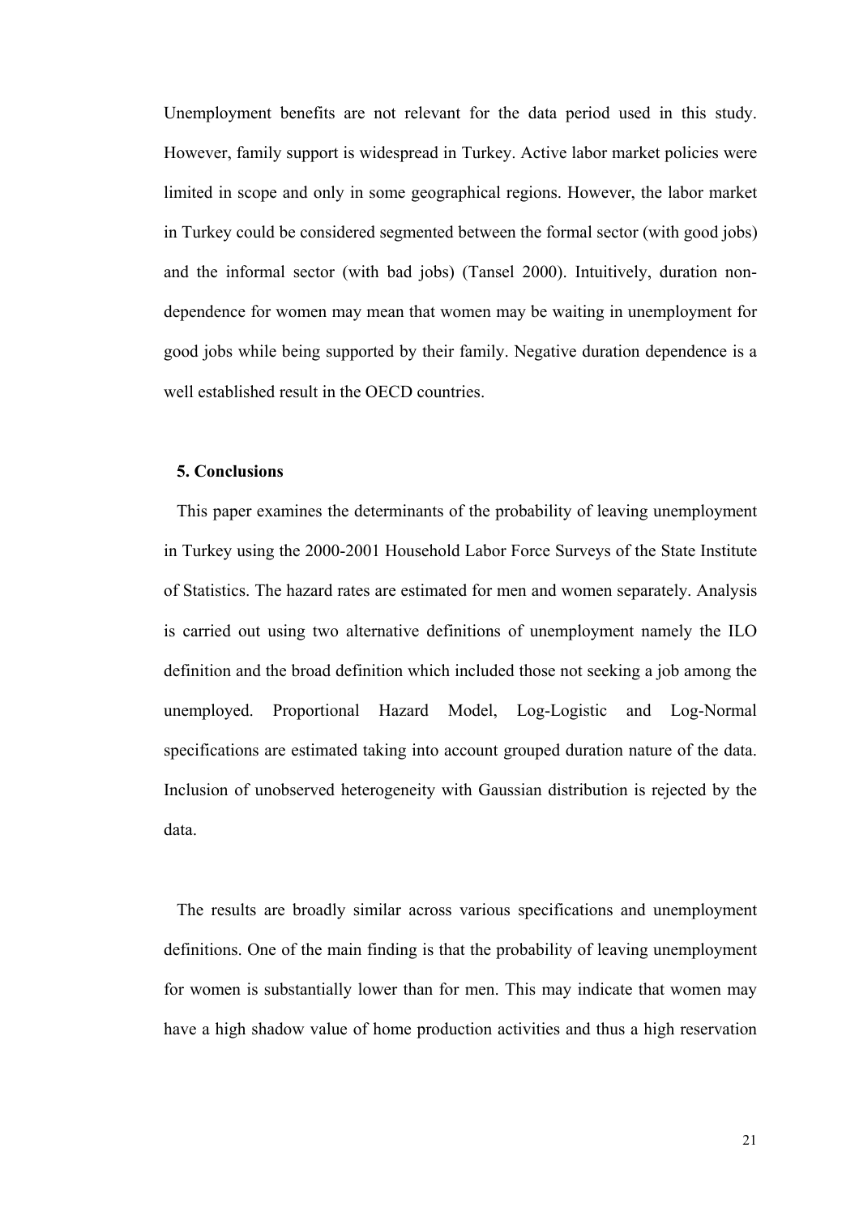Unemployment benefits are not relevant for the data period used in this study. However, family support is widespread in Turkey. Active labor market policies were limited in scope and only in some geographical regions. However, the labor market in Turkey could be considered segmented between the formal sector (with good jobs) and the informal sector (with bad jobs) (Tansel 2000). Intuitively, duration non-dependence for women may mean that women may be waiting in unemployment for good jobs while being supported by their family. Negative duration dependence is a well established result in the OECD countries.

## 5. Conclusions

This paper examines the determinants of the probability of leaving unemployment in Turkey using the 2000-2001 Household Labor Force Surveys of the State Institute of Statistics. The hazard rates are estimated for men and women separately. Analysis is carried out using two alternative definitions of unemployment namely the ILO definition and the broad definition which included those not seeking a job among the unemployed. Proportional Hazard Model, Log-Logistic and Log-Normal specifications are estimated taking into account grouped duration nature of the data. Inclusion of unobserved heterogeneity with Gaussian distribution is rejected by the data.

The results are broadly similar across various specifications and unemployment definitions. One of the main finding is that the probability of leaving unemployment for women is substantially lower than for men. This may indicate that women may have a high shadow value of home production activities and thus a high reservation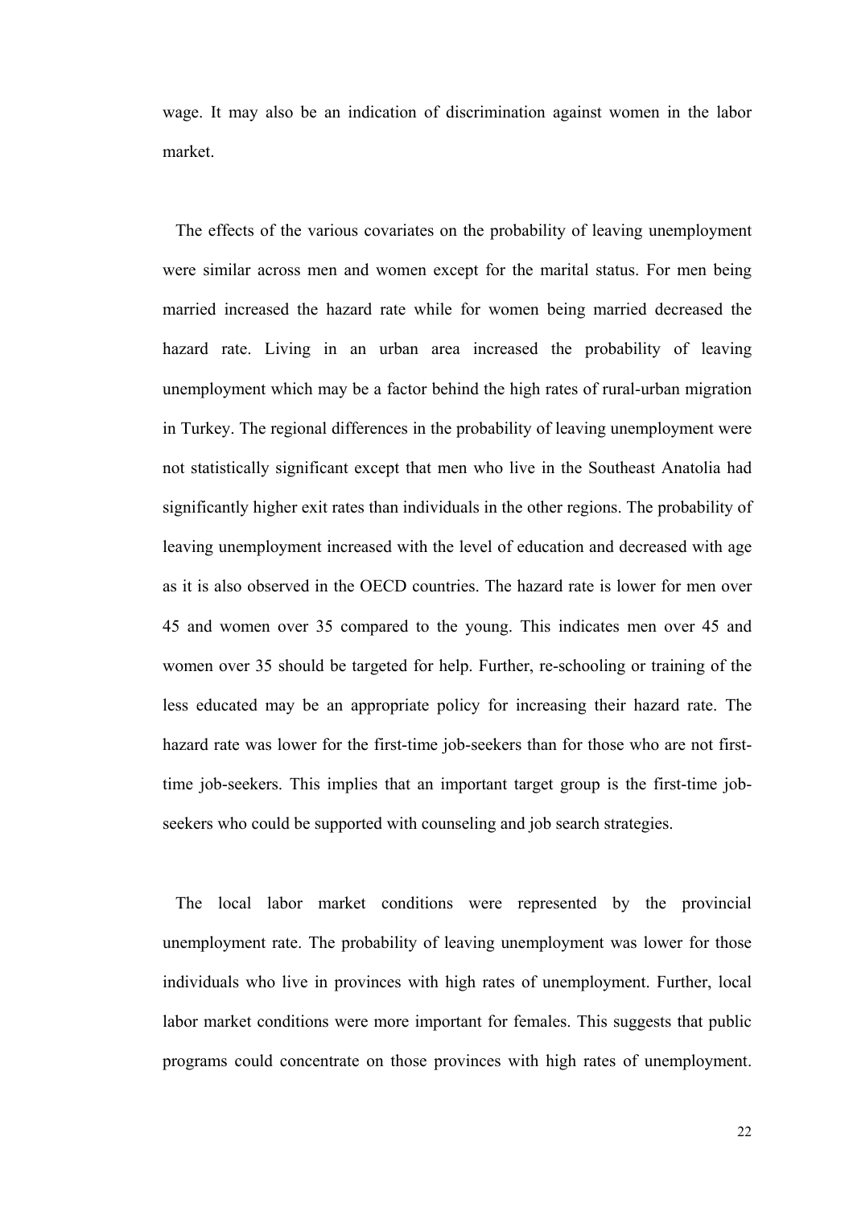wage. It may also be an indication of discrimination against women in the labor market.

The effects of the various covariates on the probability of leaving unemployment were similar across men and women except for the marital status. For men being married increased the hazard rate while for women being married decreased the hazard rate. Living in an urban area increased the probability of leaving unemployment which may be a factor behind the high rates of rural-urban migration in Turkey. The regional differences in the probability of leaving unemployment were not statistically significant except that men who live in the Southeast Anatolia had significantly higher exit rates than individuals in the other regions. The probability of leaving unemployment increased with the level of education and decreased with age as it is also observed in the OECD countries. The hazard rate is lower for men over 45 and women over 35 compared to the young. This indicates men over 45 and women over 35 should be targeted for help. Further, re-schooling or training of the less educated may be an appropriate policy for increasing their hazard rate. The hazard rate was lower for the first-time job-seekers than for those who are not first-time job-seekers. This implies that an important target group is the first-time job-seekers who could be supported with counseling and job search strategies.

The local labor market conditions were represented by the provincial unemployment rate. The probability of leaving unemployment was lower for those individuals who live in provinces with high rates of unemployment. Further, local labor market conditions were more important for females. This suggests that public programs could concentrate on those provinces with high rates of unemployment.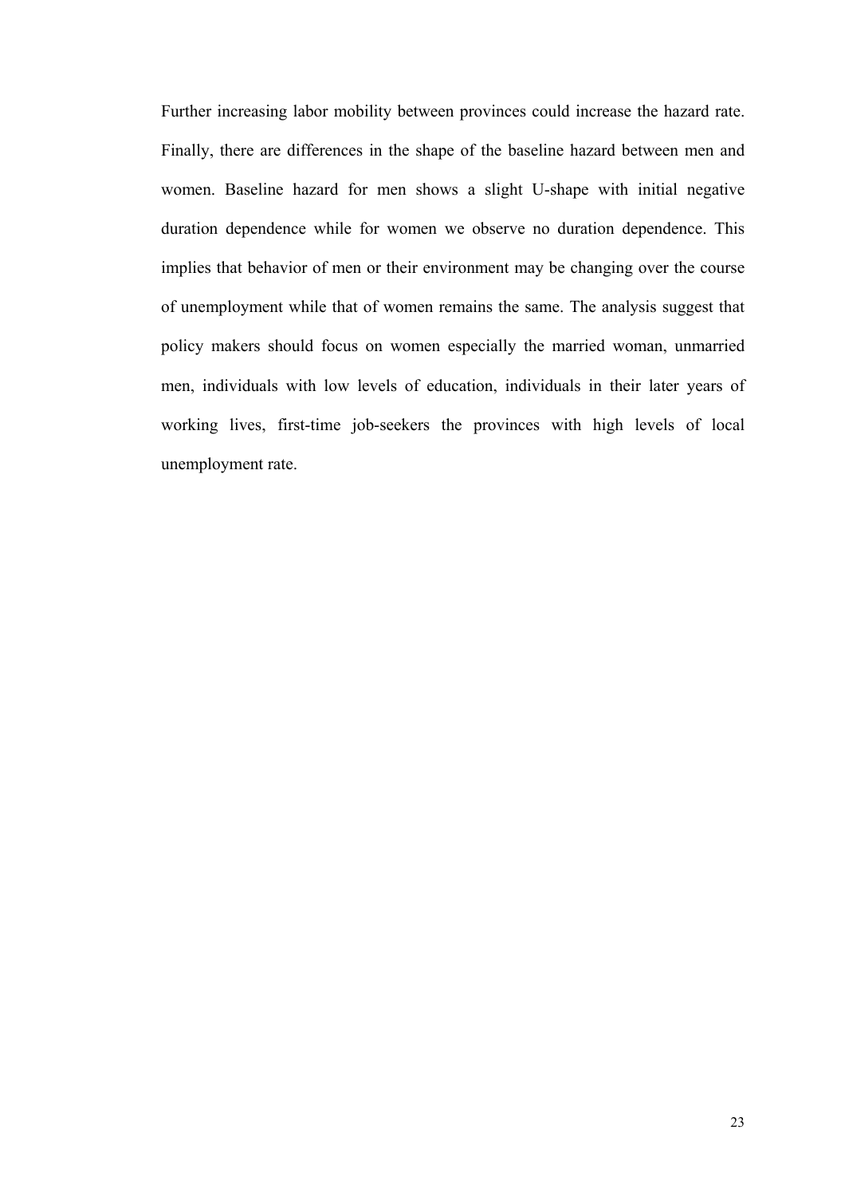Further increasing labor mobility between provinces could increase the hazard rate. Finally, there are differences in the shape of the baseline hazard between men and women. Baseline hazard for men shows a slight U-shape with initial negative duration dependence while for women we observe no duration dependence. This implies that behavior of men or their environment may be changing over the course of unemployment while that of women remains the same. The analysis suggest that policy makers should focus on women especially the married woman, unmarried men, individuals with low levels of education, individuals in their later years of working lives, first-time job-seekers the provinces with high levels of local unemployment rate.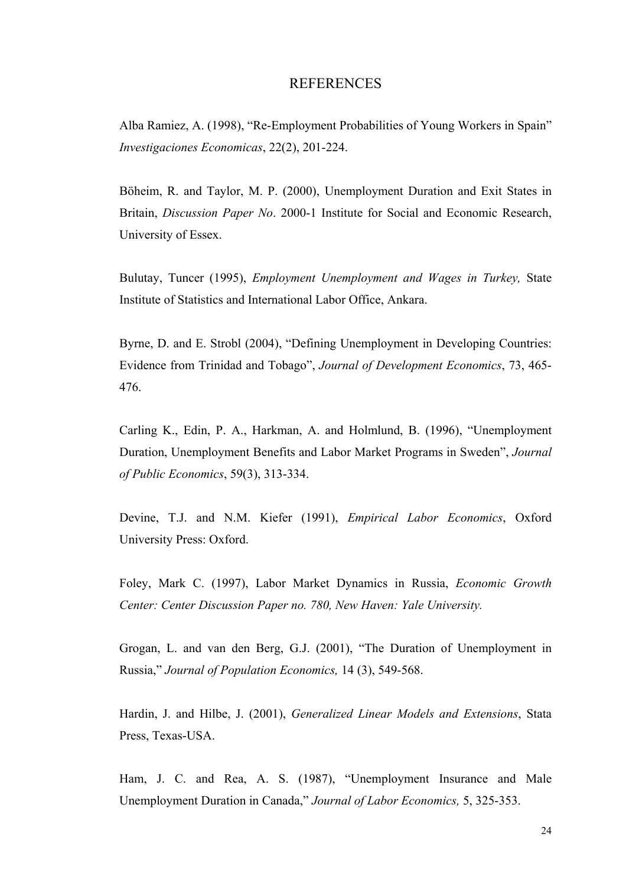# REFERENCES

Alba Ramiez, A. (1998), "Re-Employment Probabilities of Young Workers in Spain" *Investigaciones Economicas*, 22(2), 201-224.

Böheim, R. and Taylor, M. P. (2000), Unemployment Duration and Exit States in Britain, *Discussion Paper No*. 2000-1 Institute for Social and Economic Research, University of Essex.

Bulutay, Tuncer (1995), *Employment Unemployment and Wages in Turkey,* State Institute of Statistics and International Labor Office, Ankara.

Byrne, D. and E. Strobl (2004), "Defining Unemployment in Developing Countries: Evidence from Trinidad and Tobago", *Journal of Development Economics*, 73, 465-476.

Carling K., Edin, P. A., Harkman, A. and Holmlund, B. (1996), "Unemployment Duration, Unemployment Benefits and Labor Market Programs in Sweden", *Journal of Public Economics*, 59(3), 313-334.

Devine, T.J. and N.M. Kiefer (1991), *Empirical Labor Economics*, Oxford University Press: Oxford.

Foley, Mark C. (1997), Labor Market Dynamics in Russia, *Economic Growth Center: Center Discussion Paper no. 780, New Haven: Yale University.*

Grogan, L. and van den Berg, G.J. (2001), "The Duration of Unemployment in Russia," *Journal of Population Economics,* 14 (3), 549-568.

Hardin, J. and Hilbe, J. (2001), *Generalized Linear Models and Extensions*, Stata Press, Texas-USA.

Ham, J. C. and Rea, A. S. (1987), "Unemployment Insurance and Male Unemployment Duration in Canada," *Journal of Labor Economics,* 5, 325-353.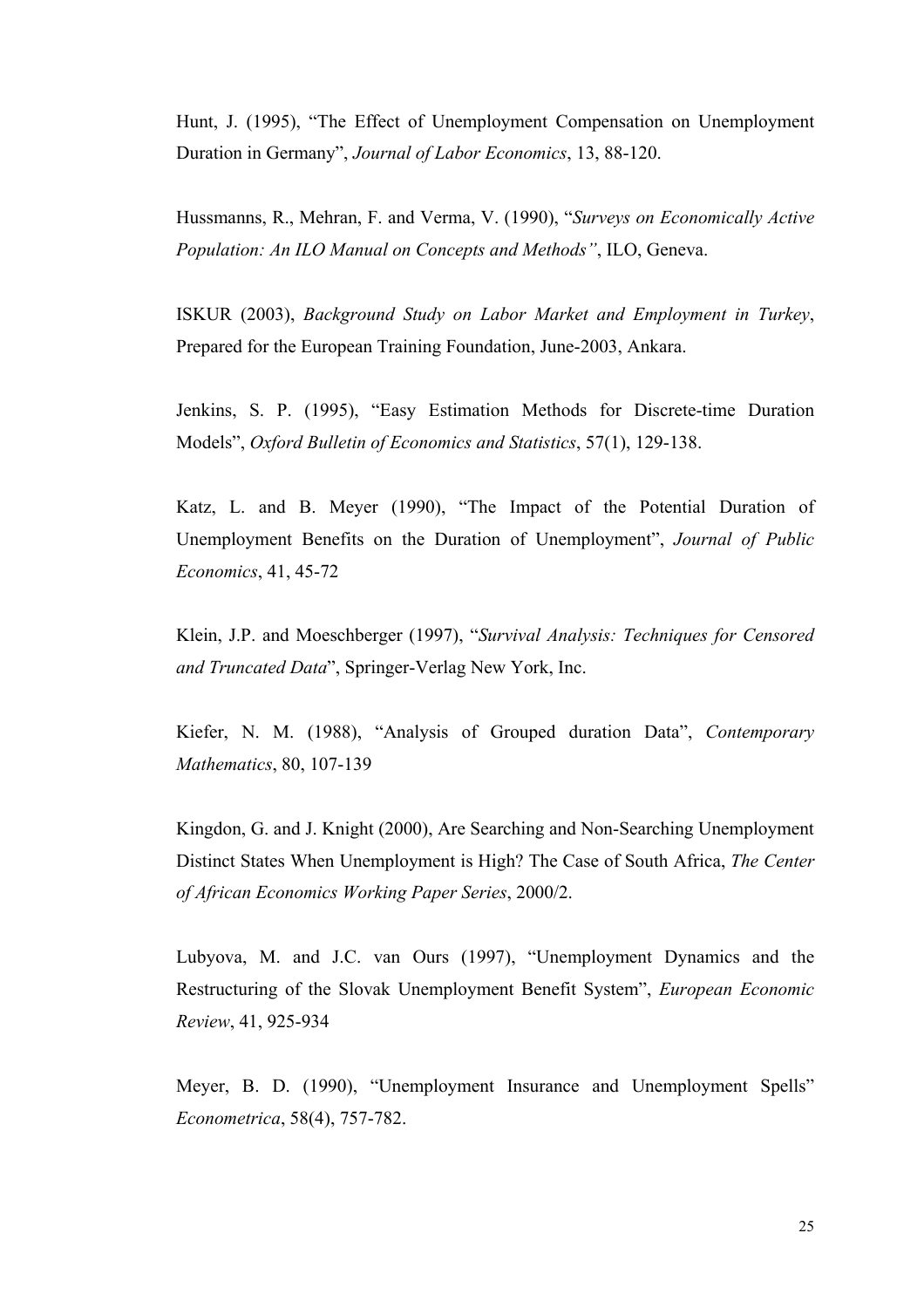Hunt, J. (1995), "The Effect of Unemployment Compensation on Unemployment Duration in Germany", *Journal of Labor Economics*, 13, 88-120.

Hussmanns, R., Mehran, F. and Verma, V. (1990), "*Surveys on Economically Active Population: An ILO Manual on Concepts and Methods"*, ILO, Geneva.

ISKUR (2003), *Background Study on Labor Market and Employment in Turkey*, Prepared for the European Training Foundation, June-2003, Ankara.

Jenkins, S. P. (1995), "Easy Estimation Methods for Discrete-time Duration Models", *Oxford Bulletin of Economics and Statistics*, 57(1), 129-138.

Katz, L. and B. Meyer (1990), "The Impact of the Potential Duration of Unemployment Benefits on the Duration of Unemployment", *Journal of Public Economics*, 41, 45-72

Klein, J.P. and Moeschberger (1997), "*Survival Analysis: Techniques for Censored and Truncated Data*", Springer-Verlag New York, Inc.

Kiefer, N. M. (1988), "Analysis of Grouped duration Data", *Contemporary Mathematics*, 80, 107-139

Kingdon, G. and J. Knight (2000), Are Searching and Non-Searching Unemployment Distinct States When Unemployment is High? The Case of South Africa, *The Center of African Economics Working Paper Series*, 2000/2.

Lubyova, M. and J.C. van Ours (1997), "Unemployment Dynamics and the Restructuring of the Slovak Unemployment Benefit System", *European Economic Review*, 41, 925-934

Meyer, B. D. (1990), "Unemployment Insurance and Unemployment Spells" *Econometrica*, 58(4), 757-782.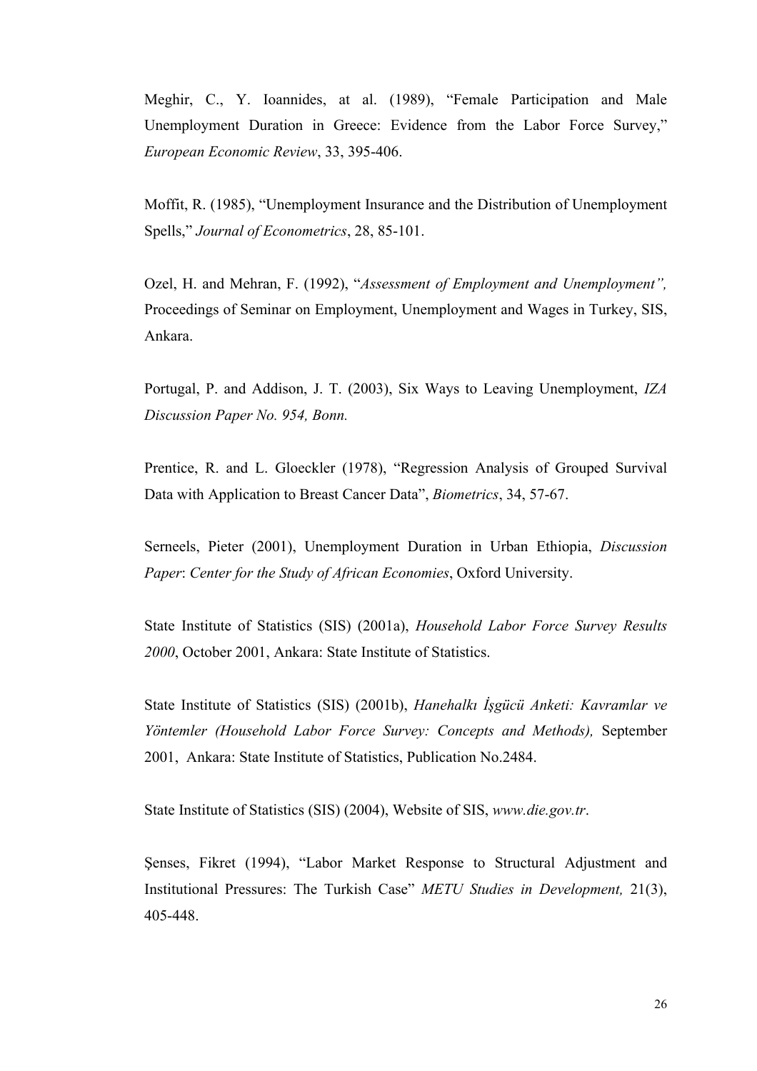Meghir, C., Y. Ioannides, at al. (1989), "Female Participation and Male Unemployment Duration in Greece: Evidence from the Labor Force Survey," *European Economic Review*, 33, 395-406.

Moffit, R. (1985), "Unemployment Insurance and the Distribution of Unemployment Spells," *Journal of Econometrics*, 28, 85-101.

Ozel, H. and Mehran, F. (1992), "*Assessment of Employment and Unemployment",* Proceedings of Seminar on Employment, Unemployment and Wages in Turkey, SIS, Ankara.

Portugal, P. and Addison, J. T. (2003), Six Ways to Leaving Unemployment, *IZA Discussion Paper No. 954, Bonn.*

Prentice, R. and L. Gloeckler (1978), "Regression Analysis of Grouped Survival Data with Application to Breast Cancer Data", *Biometrics*, 34, 57-67.

Serneels, Pieter (2001), Unemployment Duration in Urban Ethiopia, *Discussion Paper*: *Center for the Study of African Economies*, Oxford University.

State Institute of Statistics (SIS) (2001a), *Household Labor Force Survey Results 2000*, October 2001, Ankara: State Institute of Statistics.

State Institute of Statistics (SIS) (2001b), *Hanehalkı İşgücü Anketi: Kavramlar ve Yöntemler (Household Labor Force Survey: Concepts and Methods),* September 2001, Ankara: State Institute of Statistics, Publication No.2484.

State Institute of Statistics (SIS) (2004), Website of SIS, *www.die.gov.tr*.

Şenses, Fikret (1994), "Labor Market Response to Structural Adjustment and Institutional Pressures: The Turkish Case" *METU Studies in Development,* 21(3), 405-448.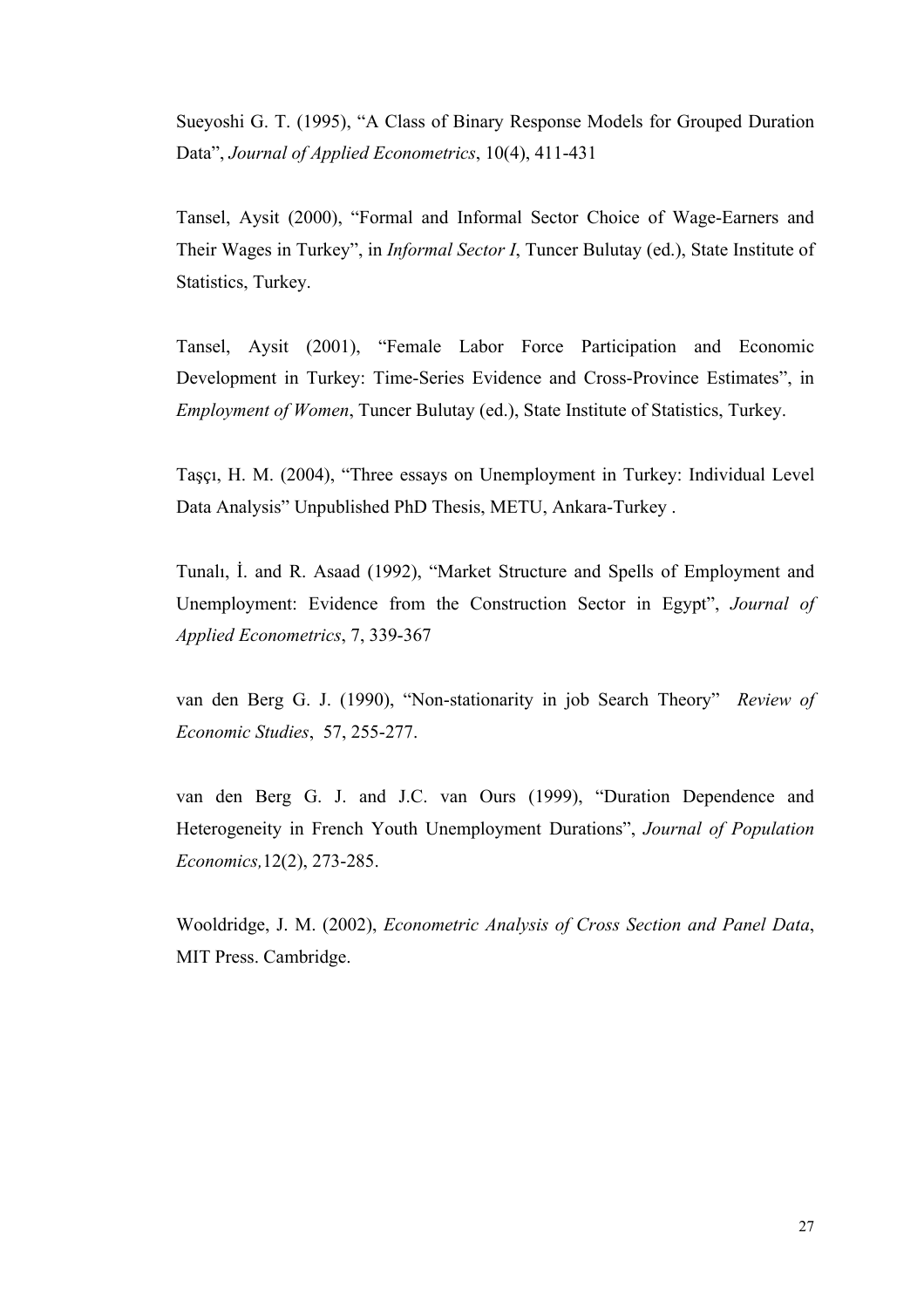Sueyoshi G. T. (1995), "A Class of Binary Response Models for Grouped Duration Data", *Journal of Applied Econometrics*, 10(4), 411-431

Tansel, Aysit (2000), "Formal and Informal Sector Choice of Wage-Earners and Their Wages in Turkey", in *Informal Sector I*, Tuncer Bulutay (ed.), State Institute of Statistics, Turkey.

Tansel, Aysit (2001), "Female Labor Force Participation and Economic Development in Turkey: Time-Series Evidence and Cross-Province Estimates", in *Employment of Women*, Tuncer Bulutay (ed.), State Institute of Statistics, Turkey.

Taşçı, H. M. (2004), "Three essays on Unemployment in Turkey: Individual Level Data Analysis" Unpublished PhD Thesis, METU, Ankara-Turkey .

Tunalı, İ. and R. Asaad (1992), "Market Structure and Spells of Employment and Unemployment: Evidence from the Construction Sector in Egypt", *Journal of Applied Econometrics*, 7, 339-367

van den Berg G. J. (1990), "Non-stationarity in job Search Theory" *Review of Economic Studies*, 57, 255-277.

van den Berg G. J. and J.C. van Ours (1999), "Duration Dependence and Heterogeneity in French Youth Unemployment Durations", *Journal of Population Economics,*12(2), 273-285.

Wooldridge, J. M. (2002), *Econometric Analysis of Cross Section and Panel Data*, MIT Press. Cambridge.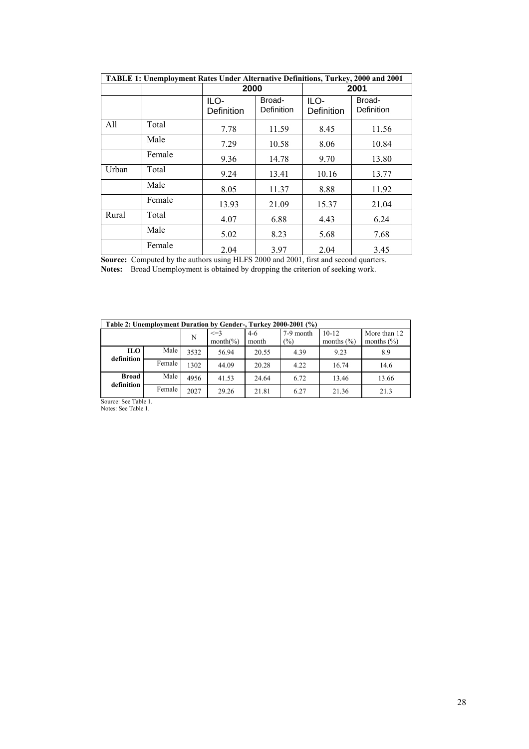**TABLE 1: Unemployment Rates Under Alternative Definitions, Turkey, 2000 and 2001**

| | | 2000 | | 2001 | |
|---|---|---|---|---|---|
| | | ILO-Definition | Broad-Definition | ILO-Definition | Broad-Definition |
| All | Total | 7.78 | 11.59 | 8.45 | 11.56 |
| | Male | 7.29 | 10.58 | 8.06 | 10.84 |
| | Female | 9.36 | 14.78 | 9.70 | 13.80 |
| Urban | Total | 9.24 | 13.41 | 10.16 | 13.77 |
| | Male | 8.05 | 11.37 | 8.88 | 11.92 |
| | Female | 13.93 | 21.09 | 15.37 | 21.04 |
| Rural | Total | 4.07 | 6.88 | 4.43 | 6.24 |
| | Male | 5.02 | 8.23 | 5.68 | 7.68 |
| | Female | 2.04 | 3.97 | 2.04 | 3.45 |

**Source:** Computed by the authors using HLFS 2000 and 2001, first and second quarters.
**Notes:** Broad Unemployment is obtained by dropping the criterion of seeking work.

**Table 2: Unemployment Duration by Gender-, Turkey 2000-2001 (%)**

| | | N | <=3 month(%) | 4-6 month | 7-9 month (%) | 10-12 months (%) | More than 12 months (%) |
|---|---|---|---|---|---|---|---|
| **ILO definition** | Male | 3532 | 56.94 | 20.55 | 4.39 | 9.23 | 8.9 |
| | Female | 1302 | 44.09 | 20.28 | 4.22 | 16.74 | 14.6 |
| **Broad definition** | Male | 4956 | 41.53 | 24.64 | 6.72 | 13.46 | 13.66 |
| | Female | 2027 | 29.26 | 21.81 | 6.27 | 21.36 | 21.3 |

Source: See Table 1.
Notes: See Table 1.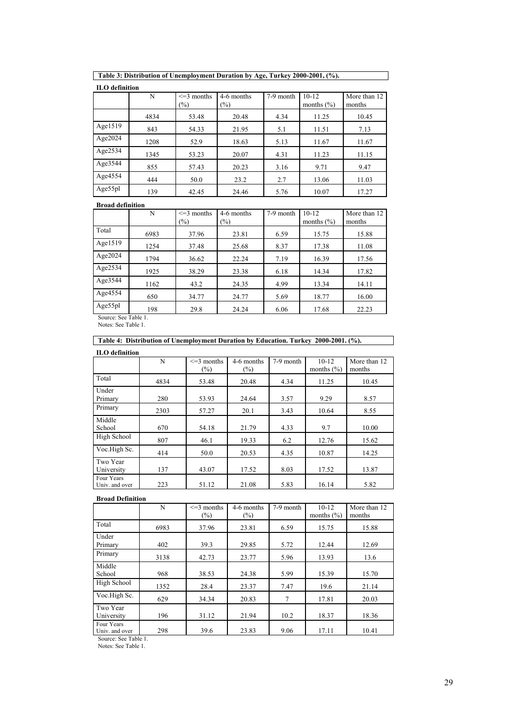**Table 3: Distribution of Unemployment Duration by Age, Turkey 2000-2001, (%).**

**ILO definition**

| | N | <=3 months (%) | 4-6 months (%) | 7-9 month | 10-12 months (%) | More than 12 months |
|---|---|---|---|---|---|---|
| | 4834 | 53.48 | 20.48 | 4.34 | 11.25 | 10.45 |
| Age1519 | 843 | 54.33 | 21.95 | 5.1 | 11.51 | 7.13 |
| Age2024 | 1208 | 52.9 | 18.63 | 5.13 | 11.67 | 11.67 |
| Age2534 | 1345 | 53.23 | 20.07 | 4.31 | 11.23 | 11.15 |
| Age3544 | 855 | 57.43 | 20.23 | 3.16 | 9.71 | 9.47 |
| Age4554 | 444 | 50.0 | 23.2 | 2.7 | 13.06 | 11.03 |
| Age55pl | 139 | 42.45 | 24.46 | 5.76 | 10.07 | 17.27 |

**Broad definition**

| | N | <=3 months (%) | 4-6 months (%) | 7-9 month | 10-12 months (%) | More than 12 months |
|---|---|---|---|---|---|---|
| Total | 6983 | 37.96 | 23.81 | 6.59 | 15.75 | 15.88 |
| Age1519 | 1254 | 37.48 | 25.68 | 8.37 | 17.38 | 11.08 |
| Age2024 | 1794 | 36.62 | 22.24 | 7.19 | 16.39 | 17.56 |
| Age2534 | 1925 | 38.29 | 23.38 | 6.18 | 14.34 | 17.82 |
| Age3544 | 1162 | 43.2 | 24.35 | 4.99 | 13.34 | 14.11 |
| Age4554 | 650 | 34.77 | 24.77 | 5.69 | 18.77 | 16.00 |
| Age55pl | 198 | 29.8 | 24.24 | 6.06 | 17.68 | 22.23 |

Source: See Table 1.
Notes: See Table 1.

**Table 4: Distribution of Unemployment Duration by Education. Turkey 2000-2001. (%).**

**ILO definition**

| | N | <=3 months (%) | 4-6 months (%) | 7-9 month | 10-12 months (%) | More than 12 months |
|---|---|---|---|---|---|---|
| Total | 4834 | 53.48 | 20.48 | 4.34 | 11.25 | 10.45 |
| Under Primary | 280 | 53.93 | 24.64 | 3.57 | 9.29 | 8.57 |
| Primary | 2303 | 57.27 | 20.1 | 3.43 | 10.64 | 8.55 |
| Middle School | 670 | 54.18 | 21.79 | 4.33 | 9.7 | 10.00 |
| High School | 807 | 46.1 | 19.33 | 6.2 | 12.76 | 15.62 |
| Voc.High Sc. | 414 | 50.0 | 20.53 | 4.35 | 10.87 | 14.25 |
| Two Year University | 137 | 43.07 | 17.52 | 8.03 | 17.52 | 13.87 |
| Four Years Univ. and over | 223 | 51.12 | 21.08 | 5.83 | 16.14 | 5.82 |

**Broad Definition**

| | N | <=3 months (%) | 4-6 months (%) | 7-9 month | 10-12 months (%) | More than 12 months |
|---|---|---|---|---|---|---|
| Total | 6983 | 37.96 | 23.81 | 6.59 | 15.75 | 15.88 |
| Under Primary | 402 | 39.3 | 29.85 | 5.72 | 12.44 | 12.69 |
| Primary | 3138 | 42.73 | 23.77 | 5.96 | 13.93 | 13.6 |
| Middle School | 968 | 38.53 | 24.38 | 5.99 | 15.39 | 15.70 |
| High School | 1352 | 28.4 | 23.37 | 7.47 | 19.6 | 21.14 |
| Voc.High Sc. | 629 | 34.34 | 20.83 | 7 | 17.81 | 20.03 |
| Two Year University | 196 | 31.12 | 21.94 | 10.2 | 18.37 | 18.36 |
| Four Years Univ. and over | 298 | 39.6 | 23.83 | 9.06 | 17.11 | 10.41 |

Source: See Table 1.
Notes: See Table 1.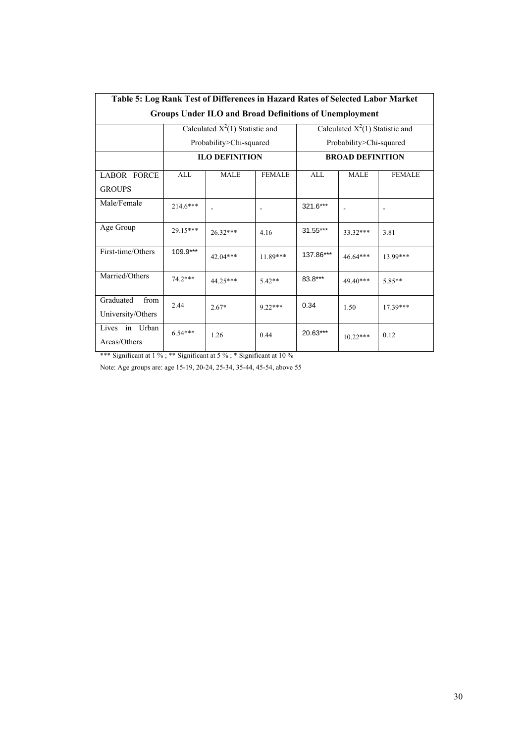**Table 5: Log Rank Test of Differences in Hazard Rates of Selected Labor Market Groups Under ILO and Broad Definitions of Unemployment**

| | Calculated $X^2(1)$ Statistic and Probability>Chi-squared | | | Calculated $X^2(1)$ Statistic and Probability>Chi-squared | | |
|---|---|---|---|---|---|---|
| | **ILO DEFINITION** | | | **BROAD DEFINITION** | | |
| LABOR FORCE GROUPS | ALL | MALE | FEMALE | ALL | MALE | FEMALE |
| Male/Female | 214.6*** | - | - | 321.6*** | - | - |
| Age Group | 29.15*** | 26.32*** | 4.16 | 31.55*** | 33.32*** | 3.81 |
| First-time/Others | 109.9*** | 42.04*** | 11.89*** | 137.86*** | 46.64*** | 13.99*** |
| Married/Others | 74.2*** | 44.25*** | 5.42** | 83.8*** | 49.40*** | 5.85** |
| Graduated from University/Others | 2.44 | 2.67* | 9.22*** | 0.34 | 1.50 | 17.39*** |
| Lives in Urban Areas/Others | 6.54*** | 1.26 | 0.44 | 20.63*** | 10.22*** | 0.12 |

*** Significant at 1 % ; ** Significant at 5 % ; * Significant at 10 %

Note: Age groups are: age 15-19, 20-24, 25-34, 35-44, 45-54, above 55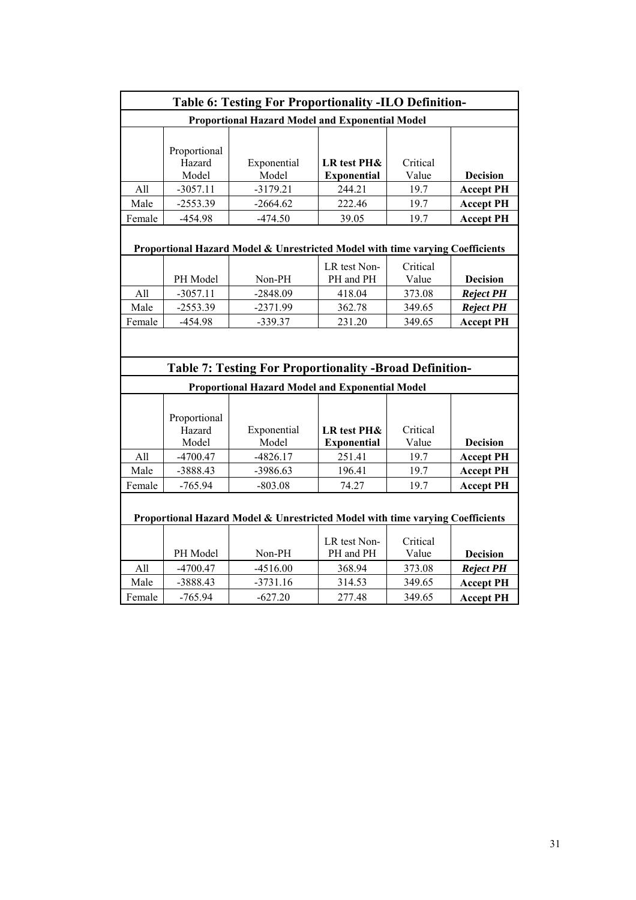## Table 6: Testing For Proportionality -ILO Definition-

**Proportional Hazard Model and Exponential Model**

| | Proportional Hazard Model | Exponential Model | **LR test PH& Exponential** | Critical Value | **Decision** |
|---|---|---|---|---|---|
| All | -3057.11 | -3179.21 | 244.21 | 19.7 | **Accept PH** |
| Male | -2553.39 | -2664.62 | 222.46 | 19.7 | **Accept PH** |
| Female | -454.98 | -474.50 | 39.05 | 19.7 | **Accept PH** |

**Proportional Hazard Model & Unrestricted Model with time varying Coefficients**

| | PH Model | Non-PH | LR test Non-PH and PH | Critical Value | **Decision** |
|---|---|---|---|---|---|
| All | -3057.11 | -2848.09 | 418.04 | 373.08 | ***Reject PH*** |
| Male | -2553.39 | -2371.99 | 362.78 | 349.65 | ***Reject PH*** |
| Female | -454.98 | -339.37 | 231.20 | 349.65 | **Accept PH** |

## Table 7: Testing For Proportionality -Broad Definition-

**Proportional Hazard Model and Exponential Model**

| | Proportional Hazard Model | Exponential Model | **LR test PH& Exponential** | Critical Value | **Decision** |
|---|---|---|---|---|---|
| All | -4700.47 | -4826.17 | 251.41 | 19.7 | **Accept PH** |
| Male | -3888.43 | -3986.63 | 196.41 | 19.7 | **Accept PH** |
| Female | -765.94 | -803.08 | 74.27 | 19.7 | **Accept PH** |

**Proportional Hazard Model & Unrestricted Model with time varying Coefficients**

| | PH Model | Non-PH | LR test Non-PH and PH | Critical Value | **Decision** |
|---|---|---|---|---|---|
| All | -4700.47 | -4516.00 | 368.94 | 373.08 | ***Reject PH*** |
| Male | -3888.43 | -3731.16 | 314.53 | 349.65 | **Accept PH** |
| Female | -765.94 | -627.20 | 277.48 | 349.65 | **Accept PH** |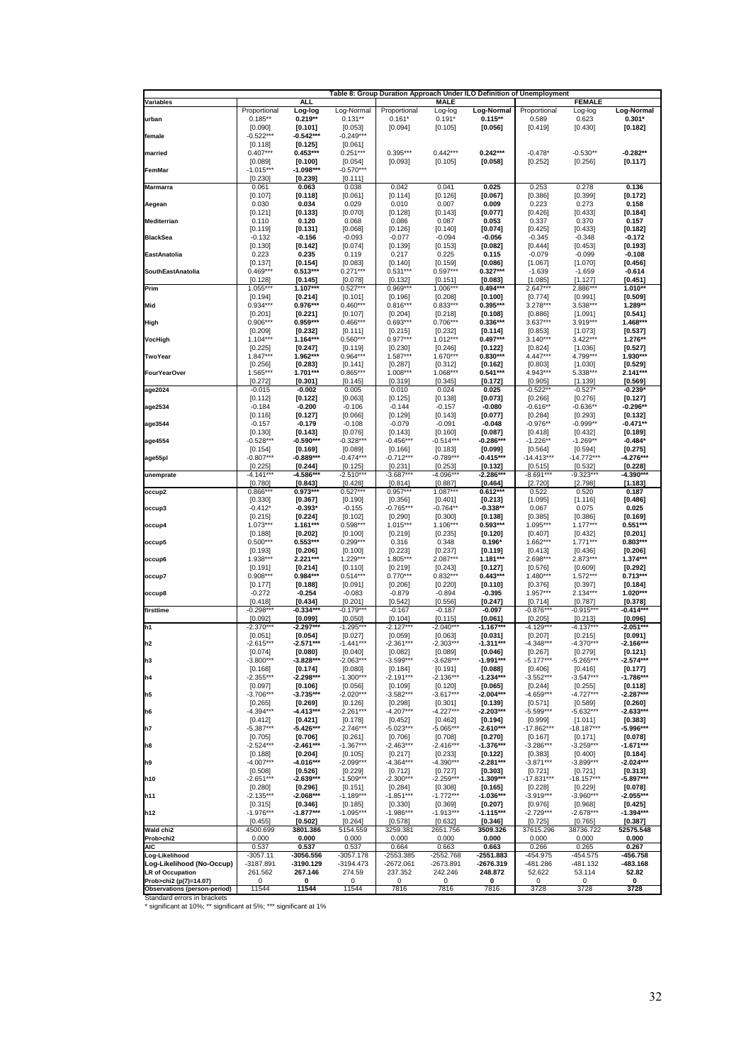**Table 8: Group Duration Approach Under ILO Definition of Unemployment**

| Variables | ALL | | | MALE | | | FEMALE | | |
|---|---|---|---|---|---|---|---|---|---|
| | Proportional | Log-log | Log-Normal | Proportional | Log-log | Log-Normal | Proportional | Log-log | Log-Normal |
| urban | 0.185** | **0.219**** | 0.131** | 0.161* | 0.191* | **0.115**** | 0.589 | 0.623 | **0.301*** |
| | [0.090] | **[0.101]** | [0.053] | [0.094] | [0.105] | **[0.056]** | [0.419] | [0.430] | **[0.182]** |
| female | -0.522*** | **-0.542***** | -0.249*** | | | | | | |
| | [0.118] | **[0.125]** | [0.061] | | | | | | |
| married | 0.407*** | **0.453***** | 0.251*** | 0.395*** | 0.442*** | **0.242***** | -0.478* | -0.530** | **-0.282**** |
| | [0.089] | **[0.100]** | [0.054] | [0.093] | [0.105] | **[0.058]** | [0.252] | [0.256] | **[0.117]** |
| FemMar | -1.015*** | **-1.098***** | -0.570*** | | | | | | |
| | [0.230] | **[0.239]** | [0.111] | | | | | | |
| Marmarra | 0.061 | **0.063** | 0.038 | 0.042 | 0.041 | **0.025** | 0.253 | 0.278 | **0.136** |
| | [0.107] | **[0.118]** | [0.061] | [0.114] | [0.126] | **[0.067]** | [0.386] | [0.399] | **[0.172]** |
| Aegean | 0.030 | **0.034** | 0.029 | 0.010 | 0.007 | **0.009** | 0.223 | 0.273 | **0.158** |
| | [0.121] | **[0.133]** | [0.070] | [0.128] | [0.143] | **[0.077]** | [0.426] | [0.433] | **[0.184]** |
| Mediterrian | 0.110 | **0.120** | 0.068 | 0.086 | 0.087 | **0.053** | 0.337 | 0.370 | **0.157** |
| | [0.119] | **[0.131]** | [0.068] | [0.126] | [0.140] | **[0.074]** | [0.425] | [0.433] | **[0.182]** |
| BlackSea | -0.132 | **-0.156** | -0.093 | -0.077 | -0.094 | **-0.056** | -0.345 | -0.348 | **-0.172** |
| | [0.130] | **[0.142]** | [0.074] | [0.139] | [0.153] | **[0.082]** | [0.444] | [0.453] | **[0.193]** |
| EastAnatolia | 0.223 | **0.235** | 0.119 | 0.217 | 0.225 | **0.115** | -0.079 | -0.099 | **-0.108** |
| | [0.137] | **[0.154]** | [0.083] | [0.140] | [0.159] | **[0.086]** | [1.067] | [1.070] | **[0.456]** |
| SouthEastAnatolia | 0.469*** | **0.513***** | 0.271*** | 0.531*** | 0.597*** | **0.327***** | -1.639 | -1.659 | **-0.614** |
| | [0.128] | **[0.145]** | [0.078] | [0.132] | [0.151] | **[0.083]** | [1.085] | [1.127] | **[0.451]** |
| Prim | 1.055*** | **1.107***** | 0.527*** | 0.969*** | 1.006*** | **0.494***** | 2.647*** | 2.886*** | **1.010**** |
| | [0.194] | **[0.214]** | [0.101] | [0.196] | [0.208] | **[0.100]** | [0.774] | [0.991] | **[0.509]** |
| Mid | 0.934*** | **0.976***** | 0.460*** | 0.816*** | 0.833*** | **0.395***** | 3.278*** | 3.538*** | **1.289**** |
| | [0.201] | **[0.221]** | [0.107] | [0.204] | [0.218] | **[0.108]** | [0.886] | [1.091] | **[0.541]** |
| High | 0.906*** | **0.959***** | 0.466*** | 0.693*** | 0.706*** | **0.336***** | 3.637*** | 3.919*** | **1.468***** |
| | [0.209] | **[0.232]** | [0.111] | [0.215] | [0.232] | **[0.114]** | [0.853] | [1.073] | **[0.537]** |
| VocHigh | 1.104*** | **1.164***** | 0.560*** | 0.977*** | 1.012*** | **0.497***** | 3.140*** | 3.422*** | **1.276**** |
| | [0.225] | **[0.247]** | [0.119] | [0.230] | [0.246] | **[0.122]** | [0.824] | [1.036] | **[0.527]** |
| TwoYear | 1.847*** | **1.962***** | 0.964*** | 1.587*** | 1.670*** | **0.830***** | 4.447*** | 4.799*** | **1.930***** |
| | [0.256] | **[0.283]** | [0.141] | [0.287] | [0.312] | **[0.162]** | [0.803] | [1.030] | **[0.529]** |
| FourYearOver | 1.565*** | **1.701***** | 0.865*** | 1.008*** | 1.068*** | **0.541***** | 4.943*** | 5.338*** | **2.141***** |
| | [0.272] | **[0.301]** | [0.145] | [0.319] | [0.345] | **[0.172]** | [0.905] | [1.139] | **[0.569]** |
| age2024 | -0.015 | **-0.002** | 0.005 | 0.010 | 0.024 | **0.025** | -0.522** | -0.527* | **-0.239*** |
| | [0.112] | **[0.122]** | [0.063] | [0.125] | [0.138] | **[0.073]** | [0.266] | [0.276] | **[0.127]** |
| age2534 | -0.184 | **-0.200** | -0.106 | -0.144 | -0.157 | **-0.080** | -0.616** | -0.636** | **-0.296**** |
| | [0.116] | **[0.127]** | [0.066] | [0.129] | [0.143] | **[0.077]** | [0.284] | [0.293] | **[0.132]** |
| age3544 | -0.157 | **-0.179** | -0.108 | -0.079 | -0.091 | **-0.048** | -0.976** | -0.999** | **-0.471**** |
| | [0.130] | **[0.143]** | [0.076] | [0.143] | [0.160] | **[0.087]** | [0.418] | [0.432] | **[0.189]** |
| age4554 | -0.528*** | **-0.590***** | -0.328*** | -0.456*** | -0.514*** | **-0.286***** | -1.226** | -1.269** | **-0.484*** |
| | [0.154] | **[0.169]** | [0.089] | [0.166] | [0.183] | **[0.099]** | [0.564] | [0.594] | **[0.275]** |
| age55pl | -0.807*** | **-0.889***** | -0.474*** | -0.712*** | -0.789*** | **-0.415***** | -14.413*** | -14.772*** | **-4.276***** |
| | [0.225] | **[0.244]** | [0.125] | [0.231] | [0.253] | **[0.132]** | [0.515] | [0.532] | **[0.228]** |
| unemprate | -4.141*** | **-4.586***** | -2.510*** | -3.687*** | -4.096*** | **-2.286***** | -8.691*** | -9.323*** | **-4.390***** |
| | [0.780] | **[0.843]** | [0.428] | [0.814] | [0.887] | **[0.464]** | [2.720] | [2.798] | **[1.183]** |
| occup2 | 0.866*** | **0.973***** | 0.527*** | 0.957*** | 1.087*** | **0.612***** | 0.522 | 0.520 | **0.187** |
| | [0.330] | **[0.367]** | [0.190] | [0.356] | [0.401] | **[0.213]** | [1.095] | [1.116] | **[0.486]** |
| occup3 | -0.412* | **-0.393*** | -0.155 | -0.765*** | -0.764** | **-0.338**** | 0.067 | 0.075 | **0.025** |
| | [0.215] | **[0.224]** | [0.102] | [0.290] | [0.300] | **[0.138]** | [0.385] | [0.386] | **[0.169]** |
| occup4 | 1.073*** | **1.161***** | 0.598*** | 1.015*** | 1.106*** | **0.593***** | 1.095*** | 1.177*** | **0.551***** |
| | [0.188] | **[0.202]** | [0.100] | [0.219] | [0.235] | **[0.120]** | [0.407] | [0.432] | **[0.201]** |
| occup5 | 0.500*** | **0.553***** | 0.299*** | 0.316 | 0.348 | **0.196*** | 1.662*** | 1.771*** | **0.803***** |
| | [0.193] | **[0.206]** | [0.100] | [0.223] | [0.237] | **[0.119]** | [0.413] | [0.436] | **[0.206]** |
| occup6 | 1.938*** | **2.221***** | 1.229*** | 1.805*** | 2.087*** | **1.181***** | 2.698*** | 2.873*** | **1.374***** |
| | [0.191] | **[0.214]** | [0.110] | [0.219] | [0.243] | **[0.127]** | [0.576] | [0.609] | **[0.292]** |
| occup7 | 0.908*** | **0.984***** | 0.514*** | 0.770*** | 0.832*** | **0.443***** | 1.480*** | 1.572*** | **0.713***** |
| | [0.177] | **[0.188]** | [0.091] | [0.206] | [0.220] | **[0.110]** | [0.376] | [0.397] | **[0.184]** |
| occup8 | -0.272 | **-0.254** | -0.083 | -0.879 | -0.894 | **-0.395** | 1.957*** | 2.134*** | **1.020***** |
| | [0.418] | **[0.434]** | [0.201] | [0.542] | [0.556] | **[0.247]** | [0.714] | [0.787] | **[0.378]** |
| firsttime | -0.298*** | **-0.334***** | -0.179*** | -0.167 | -0.187 | **-0.097** | -0.876*** | -0.915*** | **-0.414***** |
| | [0.092] | **[0.099]** | [0.050] | [0.104] | [0.115] | **[0.061]** | [0.205] | [0.213] | **[0.096]** |
| h1 | -2.370*** | **-2.297***** | -1.295*** | -2.127*** | -2.040*** | **-1.167***** | -4.129*** | -4.137*** | **-2.051***** |
| | [0.051] | **[0.054]** | [0.027] | [0.059] | [0.063] | **[0.031]** | [0.207] | [0.215] | **[0.091]** |
| h2 | -2.615*** | **-2.571***** | -1.441*** | -2.361*** | -2.303*** | **-1.311***** | -4.348*** | -4.370*** | **-2.166***** |
| | [0.074] | **[0.080]** | [0.040] | [0.082] | [0.089] | **[0.046]** | [0.267] | [0.279] | **[0.121]** |
| h3 | -3.800*** | **-3.828***** | -2.063*** | -3.599*** | -3.628*** | **-1.991***** | -5.177*** | -5.265*** | **-2.574***** |
| | [0.168] | **[0.174]** | [0.080] | [0.184] | [0.191] | **[0.088]** | [0.406] | [0.416] | **[0.177]** |
| h4 | -2.355*** | **-2.298***** | -1.300*** | -2.191*** | -2.136*** | **-1.234***** | -3.552*** | -3.547*** | **-1.786***** |
| | [0.097] | **[0.106]** | [0.056] | [0.109] | [0.120] | **[0.065]** | [0.244] | [0.255] | **[0.118]** |
| h5 | -3.706*** | **-3.735***** | -2.020*** | -3.582*** | -3.617*** | **-2.004***** | -4.659*** | -4.727*** | **-2.287***** |
| | [0.265] | **[0.269]** | [0.126] | [0.298] | [0.301] | **[0.139]** | [0.571] | [0.589] | **[0.260]** |
| h6 | -4.394*** | **-4.413***** | -2.261*** | -4.207*** | -4.227*** | **-2.203***** | -5.599*** | -5.632*** | **-2.633***** |
| | [0.412] | **[0.421]** | [0.178] | [0.452] | [0.462] | **[0.194]** | [0.999] | [1.011] | **[0.383]** |
| h7 | -5.387*** | **-5.426***** | -2.746*** | -5.023*** | -5.065*** | **-2.610***** | -17.862*** | -18.187*** | **-5.996***** |
| | [0.705] | **[0.706]** | [0.261] | [0.706] | [0.708] | **[0.270]** | [0.167] | [0.171] | **[0.078]** |
| h8 | -2.524*** | **-2.461***** | -1.367*** | -2.463*** | -2.416*** | **-1.376***** | -3.286*** | -3.259*** | **-1.671***** |
| | [0.188] | **[0.204]** | [0.105] | [0.217] | [0.233] | **[0.122]** | [0.383] | [0.400] | **[0.184]** |
| h9 | -4.007*** | **-4.016***** | -2.099*** | -4.364*** | -4.390*** | **-2.281***** | -3.871*** | -3.899*** | **-2.024***** |
| | [0.508] | **[0.526]** | [0.229] | [0.712] | [0.727] | **[0.303]** | [0.721] | [0.721] | **[0.313]** |
| h10 | -2.651*** | **-2.639***** | -1.509*** | -2.300*** | -2.259*** | **-1.309***** | -17.831*** | -18.157*** | **-5.897***** |
| | [0.280] | **[0.296]** | [0.151] | [0.284] | [0.308] | **[0.165]** | [0.228] | [0.229] | **[0.078]** |
| h11 | -2.135*** | **-2.068***** | -1.189*** | -1.851*** | -1.772*** | **-1.036***** | -3.919*** | -3.960*** | **-2.055***** |
| | [0.315] | **[0.346]** | [0.185] | [0.330] | [0.369] | **[0.207]** | [0.976] | [0.968] | **[0.425]** |
| h12 | -1.976*** | **-1.877***** | -1.095*** | -1.986*** | -1.913*** | **-1.115***** | -2.729*** | -2.678*** | **-1.394***** |
| | [0.455] | **[0.502]** | [0.264] | [0.578] | [0.632] | **[0.346]** | [0.725] | [0.765] | **[0.387]** |
| Wald chi2 | 4500.699 | **3801.386** | 5154.559 | 3259.381 | 2651.756 | **3509.326** | 37615.296 | 38736.722 | **52575.548** |
| Prob>chi2 | 0.000 | **0.000** | 0.000 | 0.000 | 0.000 | **0.000** | 0.000 | 0.000 | **0.000** |
| AIC | 0.537 | **0.537** | 0.537 | 0.664 | 0.663 | **0.663** | 0.266 | 0.265 | **0.267** |
| Log-Likelihood | -3057.11 | **-3056.556** | -3057.178 | -2553.385 | -2552.768 | **-2551.883** | -454.975 | -454.575 | **-456.758** |
| Log-Likelihood (No-Occup) | -3187.891 | **-3190.129** | -3194.473 | -2672.061 | -2673.891 | **-2676.319** | -481.286 | -481.132 | **-483.168** |
| LR of Occupation | 261.562 | **267.146** | 274.59 | 237.352 | 242.246 | **248.872** | 52.622 | 53.114 | **52.82** |
| Prob>chi2 (p(7)=14.07) | 0 | **0** | 0 | 0 | 0 | **0** | 0 | 0 | **0** |
| Observations (person-period) | 11544 | **11544** | 11544 | 7816 | 7816 | **7816** | 3728 | 3728 | **3728** |

Standard errors in brackets
* significant at 10%; ** significant at 5%; *** significant at 1%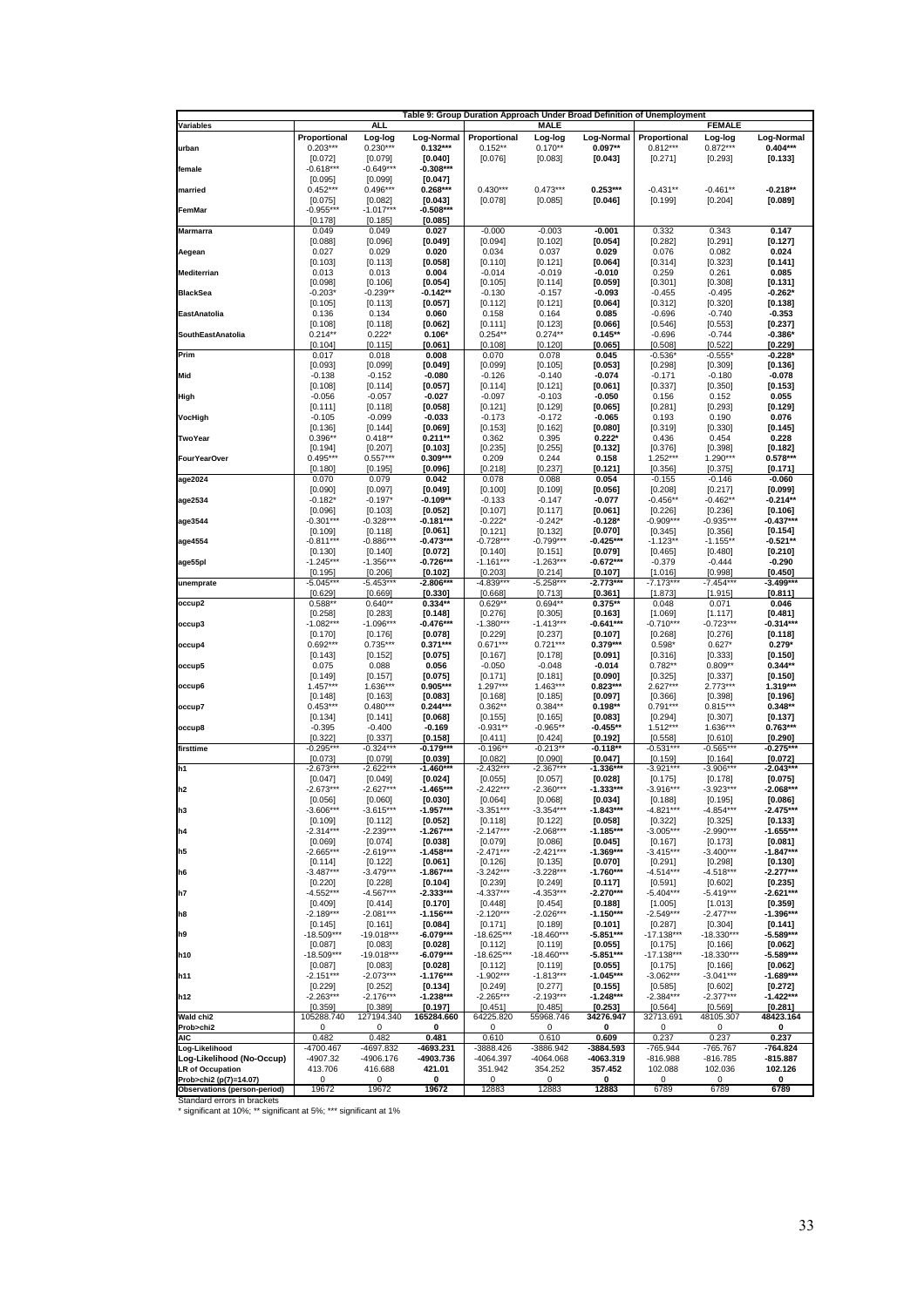**Table 9: Group Duration Approach Under Broad Definition of Unemployment**

| Variables | ALL | | | MALE | | | FEMALE | | |
|---|---|---|---|---|---|---|---|---|---|
| | Proportional | Log-log | Log-Normal | Proportional | Log-log | Log-Normal | Proportional | Log-log | Log-Normal |
| urban | 0.203*** | 0.230*** | **0.132*** | 0.152** | 0.170** | **0.097** | 0.812*** | 0.872*** | **0.404*** |
| | [0.072] | [0.079] | **[0.040]** | [0.076] | [0.083] | **[0.043]** | [0.271] | [0.293] | **[0.133]** |
| female | -0.618*** | -0.649*** | **-0.308*** | | | | | | |
| | [0.095] | [0.099] | **[0.047]** | | | | | | |
| married | 0.452*** | 0.496*** | **0.268*** | 0.430*** | 0.473*** | **0.253*** | -0.431** | -0.461** | **-0.218** |
| | [0.075] | [0.082] | **[0.043]** | [0.078] | [0.085] | **[0.046]** | [0.199] | [0.204] | **[0.089]** |
| FemMar | -0.955*** | -1.017*** | **-0.508*** | | | | | | |
| | [0.178] | [0.185] | **[0.085]** | | | | | | |
| Marmarra | 0.049 | 0.049 | **0.027** | -0.000 | -0.003 | **-0.001** | 0.332 | 0.343 | **0.147** |
| | [0.088] | [0.096] | **[0.049]** | [0.094] | [0.102] | **[0.054]** | [0.282] | [0.291] | **[0.127]** |
| Aegean | 0.027 | 0.029 | **0.020** | 0.034 | 0.037 | **0.029** | 0.076 | 0.082 | **0.024** |
| | [0.103] | [0.113] | **[0.058]** | [0.110] | [0.121] | **[0.064]** | [0.314] | [0.323] | **[0.141]** |
| Mediterrian | 0.013 | 0.013 | **0.004** | -0.014 | -0.019 | **-0.010** | 0.259 | 0.261 | **0.085** |
| | [0.098] | [0.106] | **[0.054]** | [0.105] | [0.114] | **[0.059]** | [0.301] | [0.308] | **[0.131]** |
| BlackSea | -0.203* | -0.239** | **-0.142*** | -0.130 | -0.157 | **-0.093** | -0.455 | -0.495 | **-0.262*** |
| | [0.105] | [0.113] | **[0.057]** | [0.112] | [0.121] | **[0.064]** | [0.312] | [0.320] | **[0.138]** |
| EastAnatolia | 0.136 | 0.134 | **0.060** | 0.158 | 0.164 | **0.085** | -0.696 | -0.740 | **-0.353** |
| | [0.108] | [0.118] | **[0.062]** | [0.111] | [0.123] | **[0.066]** | [0.546] | [0.553] | **[0.237]** |
| SouthEastAnatolia | 0.214** | 0.222* | **0.106*** | 0.254** | 0.274** | **0.145** | -0.696 | -0.744 | **-0.386*** |
| | [0.104] | [0.115] | **[0.061]** | [0.108] | [0.120] | **[0.065]** | [0.508] | [0.522] | **[0.229]** |
| Prim | 0.017 | 0.018 | **0.008** | 0.070 | 0.078 | **0.045** | -0.536* | -0.555* | **-0.228*** |
| | [0.093] | [0.099] | **[0.049]** | [0.099] | [0.105] | **[0.053]** | [0.298] | [0.309] | **[0.136]** |
| Mid | -0.138 | -0.152 | **-0.080** | -0.126 | -0.140 | **-0.074** | -0.171 | -0.180 | **-0.078** |
| | [0.108] | [0.114] | **[0.057]** | [0.114] | [0.121] | **[0.061]** | [0.337] | [0.350] | **[0.153]** |
| High | -0.056 | -0.057 | **-0.027** | -0.097 | -0.103 | **-0.050** | 0.156 | 0.152 | **0.055** |
| | [0.111] | [0.118] | **[0.058]** | [0.121] | [0.129] | **[0.065]** | [0.281] | [0.293] | **[0.129]** |
| VocHigh | -0.105 | -0.099 | **-0.033** | -0.173 | -0.172 | **-0.065** | 0.193 | 0.190 | **0.076** |
| | [0.136] | [0.144] | **[0.069]** | [0.153] | [0.162] | **[0.080]** | [0.319] | [0.330] | **[0.145]** |
| TwoYear | 0.396** | 0.418** | **0.211** | 0.362 | 0.395 | **0.222*** | 0.436 | 0.454 | **0.228** |
| | [0.194] | [0.207] | **[0.103]** | [0.235] | [0.255] | **[0.132]** | [0.376] | [0.398] | **[0.182]** |
| FourYearOver | 0.495*** | 0.557*** | **0.309*** | 0.209 | 0.244 | **0.158** | 1.252*** | 1.290*** | **0.578*** |
| | [0.180] | [0.195] | **[0.096]** | [0.218] | [0.237] | **[0.121]** | [0.356] | [0.375] | **[0.171]** |
| age2024 | 0.070 | 0.079 | **0.042** | 0.078 | 0.088 | **0.054** | -0.155 | -0.146 | **-0.060** |
| | [0.090] | [0.097] | **[0.049]** | [0.100] | [0.109] | **[0.056]** | [0.208] | [0.217] | **[0.099]** |
| age2534 | -0.182* | -0.197* | **-0.109** | -0.133 | -0.147 | **-0.077** | -0.456** | -0.462** | **-0.214** |
| | [0.096] | [0.103] | **[0.052]** | [0.107] | [0.117] | **[0.061]** | [0.226] | [0.236] | **[0.106]** |
| age3544 | -0.301*** | -0.328*** | **-0.181*** | -0.222* | -0.242* | **-0.128*** | -0.909*** | -0.935*** | **-0.437*** |
| | [0.109] | [0.118] | **[0.061]** | [0.121] | [0.132] | **[0.070]** | [0.345] | [0.356] | **[0.154]** |
| age4554 | -0.811*** | -0.886*** | **-0.473*** | -0.728*** | -0.799*** | **-0.425*** | -1.123** | -1.155** | **-0.521** |
| | [0.130] | [0.140] | **[0.072]** | [0.140] | [0.151] | **[0.079]** | [0.465] | [0.480] | **[0.210]** |
| age55pl | -1.245*** | -1.356*** | **-0.726*** | -1.161*** | -1.263*** | **-0.672*** | -0.379 | -0.444 | **-0.290** |
| | [0.195] | [0.206] | **[0.102]** | [0.203] | [0.214] | **[0.107]** | [1.016] | [0.998] | **[0.450]** |
| unemprate | -5.045*** | -5.453*** | **-2.806*** | -4.839*** | -5.258*** | **-2.773*** | -7.173*** | -7.454*** | **-3.499*** |
| | [0.629] | [0.669] | **[0.330]** | [0.668] | [0.713] | **[0.361]** | [1.873] | [1.915] | **[0.811]** |
| occup2 | 0.588** | 0.640** | **0.334** | 0.629** | 0.694** | **0.375** | 0.048 | 0.071 | **0.046** |
| | [0.258] | [0.283] | **[0.148]** | [0.276] | [0.305] | **[0.163]** | [1.069] | [1.117] | **[0.481]** |
| occup3 | -1.082*** | -1.096*** | **-0.476*** | -1.380*** | -1.413*** | **-0.641*** | -0.710*** | -0.723*** | **-0.314*** |
| | [0.170] | [0.176] | **[0.078]** | [0.229] | [0.237] | **[0.107]** | [0.268] | [0.276] | **[0.118]** |
| occup4 | 0.692*** | 0.735*** | **0.371*** | 0.671*** | 0.721*** | **0.379*** | 0.598* | 0.627* | **0.279*** |
| | [0.143] | [0.152] | **[0.075]** | [0.167] | [0.178] | **[0.091]** | [0.316] | [0.333] | **[0.150]** |
| occup5 | 0.075 | 0.088 | **0.056** | -0.050 | -0.048 | **-0.014** | 0.782** | 0.809** | **0.344** |
| | [0.149] | [0.157] | **[0.075]** | [0.171] | [0.181] | **[0.090]** | [0.325] | [0.337] | **[0.150]** |
| occup6 | 1.457*** | 1.636*** | **0.905*** | 1.297*** | 1.463*** | **0.823*** | 2.627*** | 2.773*** | **1.319*** |
| | [0.148] | [0.163] | **[0.083]** | [0.168] | [0.185] | **[0.097]** | [0.366] | [0.398] | **[0.196]** |
| occup7 | 0.453*** | 0.480*** | **0.244*** | 0.362** | 0.384** | **0.198** | 0.791*** | 0.815*** | **0.348*** |
| | [0.134] | [0.141] | **[0.068]** | [0.155] | [0.165] | **[0.083]** | [0.294] | [0.307] | **[0.137]** |
| occup8 | -0.395 | -0.400 | **-0.169** | -0.931** | -0.965** | **-0.455** | 1.512*** | 1.636*** | **0.763*** |
| | [0.322] | [0.337] | **[0.158]** | [0.411] | [0.424] | **[0.192]** | [0.558] | [0.610] | **[0.290]** |
| firsttime | -0.295*** | -0.324*** | **-0.179*** | -0.196** | -0.213** | **-0.118** | -0.531*** | -0.565*** | **-0.275*** |
| | [0.073] | [0.079] | **[0.039]** | [0.082] | [0.090] | **[0.047]** | [0.159] | [0.164] | **[0.072]** |
| h1 | -2.673*** | -2.622*** | **-1.460*** | -2.432*** | -2.367*** | **-1.336*** | -3.921*** | -3.906*** | **-2.043*** |
| | [0.047] | [0.049] | **[0.024]** | [0.055] | [0.057] | **[0.028]** | [0.175] | [0.178] | **[0.075]** |
| h2 | -2.673*** | -2.627*** | **-1.465*** | -2.422*** | -2.360*** | **-1.333*** | -3.916*** | -3.923*** | **-2.068*** |
| | [0.056] | [0.060] | **[0.030]** | [0.064] | [0.068] | **[0.034]** | [0.188] | [0.195] | **[0.086]** |
| h3 | -3.606*** | -3.615*** | **-1.957*** | -3.351*** | -3.354*** | **-1.843*** | -4.821*** | -4.854*** | **-2.475*** |
| | [0.109] | [0.112] | **[0.052]** | [0.118] | [0.122] | **[0.058]** | [0.322] | [0.325] | **[0.133]** |
| h4 | -2.314*** | -2.239*** | **-1.267*** | -2.147*** | -2.068*** | **-1.185*** | -3.005*** | -2.990*** | **-1.655*** |
| | [0.069] | [0.074] | **[0.038]** | [0.079] | [0.086] | **[0.045]** | [0.167] | [0.173] | **[0.081]** |
| h5 | -2.665*** | -2.619*** | **-1.458*** | -2.471*** | -2.421*** | **-1.369*** | -3.415*** | -3.400*** | **-1.847*** |
| | [0.114] | [0.122] | **[0.061]** | [0.126] | [0.135] | **[0.070]** | [0.291] | [0.298] | **[0.130]** |
| h6 | -3.487*** | -3.479*** | **-1.867*** | -3.242*** | -3.228*** | **-1.760*** | -4.514*** | -4.518*** | **-2.277*** |
| | [0.220] | [0.228] | **[0.104]** | [0.239] | [0.249] | **[0.117]** | [0.591] | [0.602] | **[0.235]** |
| h7 | -4.552*** | -4.567*** | **-2.333*** | -4.337*** | -4.353*** | **-2.270*** | -5.404*** | -5.419*** | **-2.621*** |
| | [0.409] | [0.414] | **[0.170]** | [0.448] | [0.454] | **[0.188]** | [1.005] | [1.013] | **[0.359]** |
| h8 | -2.189*** | -2.081*** | **-1.156*** | -2.120*** | -2.026*** | **-1.150*** | -2.549*** | -2.477*** | **-1.396*** |
| | [0.145] | [0.161] | **[0.084]** | [0.171] | [0.189] | **[0.101]** | [0.287] | [0.304] | **[0.141]** |
| h9 | -18.509*** | -19.018*** | **-6.079*** | -18.625*** | -18.460*** | **-5.851*** | -17.138*** | -18.330*** | **-5.589*** |
| | [0.087] | [0.083] | **[0.028]** | [0.112] | [0.119] | **[0.055]** | [0.175] | [0.166] | **[0.062]** |
| h10 | -18.509*** | -19.018*** | **-6.079*** | -18.625*** | -18.460*** | **-5.851*** | -17.138*** | -18.330*** | **-5.589*** |
| | [0.087] | [0.083] | **[0.028]** | [0.112] | [0.119] | **[0.055]** | [0.175] | [0.166] | **[0.062]** |
| h11 | -2.151*** | -2.073*** | **-1.176*** | -1.902*** | -1.813*** | **-1.045*** | -3.062*** | -3.041*** | **-1.689*** |
| | [0.229] | [0.252] | **[0.134]** | [0.249] | [0.277] | **[0.155]** | [0.585] | [0.602] | **[0.272]** |
| h12 | -2.263*** | -2.176*** | **-1.238*** | -2.265*** | -2.193*** | **-1.248*** | -2.384*** | -2.377*** | **-1.422*** |
| | [0.359] | [0.389] | **[0.197]** | [0.451] | [0.485] | **[0.253]** | [0.564] | [0.569] | **[0.281]** |
| Wald chi2 | 105288.740 | 127194.340 | **165284.660** | 64225.820 | 55968.746 | **34276.947** | 32713.691 | 48105.307 | **48423.164** |
| Prob>chi2 | 0 | 0 | **0** | 0 | 0 | **0** | 0 | 0 | **0** |
| AIC | 0.482 | 0.482 | **0.481** | 0.610 | 0.610 | **0.609** | 0.237 | 0.237 | **0.237** |
| Log-Likelihood | -4700.467 | -4697.832 | **-4693.231** | -3888.426 | -3886.942 | **-3884.593** | -765.944 | -765.767 | **-764.824** |
| Log-Likelihood (No-Occup) | -4907.32 | -4906.176 | **-4903.736** | -4064.397 | -4064.068 | **-4063.319** | -816.988 | -816.785 | **-815.887** |
| LR of Occupation | 413.706 | 416.688 | **421.01** | 351.942 | 354.252 | **357.452** | 102.088 | 102.036 | **102.126** |
| Prob>chi2 (p(7)=14.07) | 0 | 0 | **0** | 0 | 0 | **0** | 0 | 0 | **0** |
| Observations (person-period) | 19672 | 19672 | **19672** | 12883 | 12883 | **12883** | 6789 | 6789 | **6789** |

Standard errors in brackets
* significant at 10%; ** significant at 5%; *** significant at 1%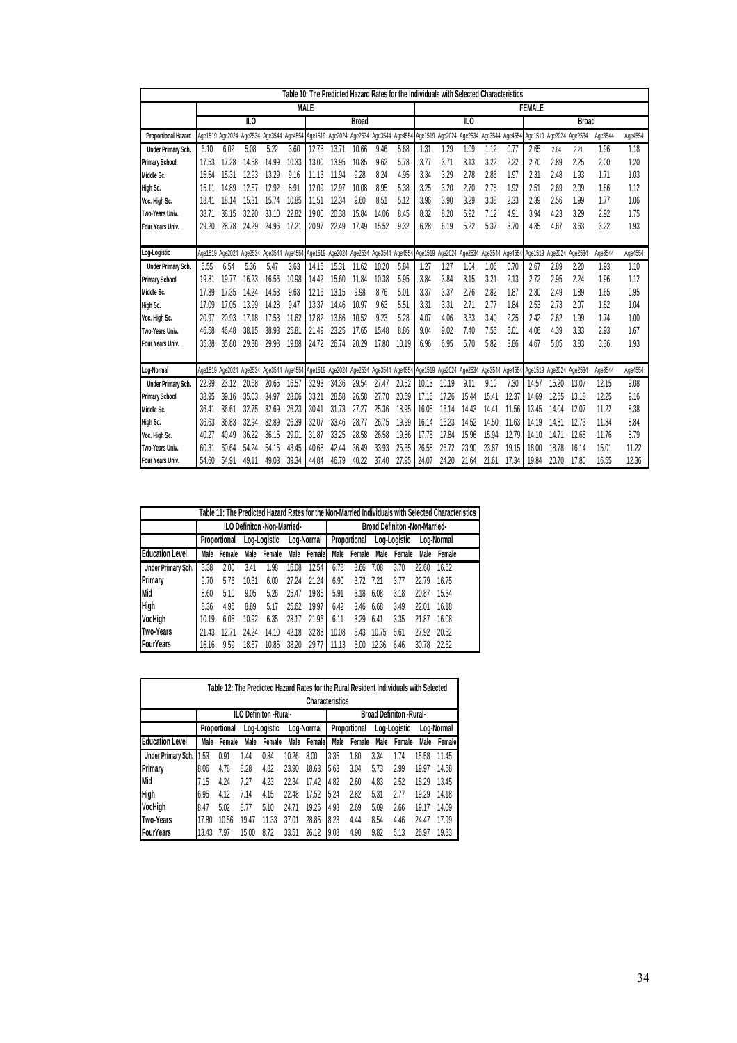**Table 10: The Predicted Hazard Rates for the Individuals with Selected Characteristics**

| | MALE | | | | | | | | | | FEMALE | | | | | | | | | |
|---|---|---|---|---|---|---|---|---|---|---|---|---|---|---|---|---|---|---|---|---|
| | ILO | | | | | Broad | | | | | ILO | | | | | Broad | | | | |
| **Proportional Hazard** | Age1519 | Age2024 | Age2534 | Age3544 | Age4554 | Age1519 | Age2024 | Age2534 | Age3544 | Age4554 | Age1519 | Age2024 | Age2534 | Age3544 | Age4554 | Age1519 | Age2024 | Age2534 | Age3544 | Age4554 |
| Under Primary Sch. | 6.10 | 6.02 | 5.08 | 5.22 | 3.60 | 12.78 | 13.71 | 10.66 | 9.46 | 5.68 | 1.31 | 1.29 | 1.09 | 1.12 | 0.77 | 2.65 | 2.84 | 2.21 | 1.96 | 1.18 |
| Primary School | 17.53 | 17.28 | 14.58 | 14.99 | 10.33 | 13.00 | 13.95 | 10.85 | 9.62 | 5.78 | 3.77 | 3.71 | 3.13 | 3.22 | 2.22 | 2.70 | 2.89 | 2.25 | 2.00 | 1.20 |
| Middle Sc. | 15.54 | 15.31 | 12.93 | 13.29 | 9.16 | 11.13 | 11.94 | 9.28 | 8.24 | 4.95 | 3.34 | 3.29 | 2.78 | 2.86 | 1.97 | 2.31 | 2.48 | 1.93 | 1.71 | 1.03 |
| High Sc. | 15.11 | 14.89 | 12.57 | 12.92 | 8.91 | 12.09 | 12.97 | 10.08 | 8.95 | 5.38 | 3.25 | 3.20 | 2.70 | 2.78 | 1.92 | 2.51 | 2.69 | 2.09 | 1.86 | 1.12 |
| Voc. High Sc. | 18.41 | 18.14 | 15.31 | 15.74 | 10.85 | 11.51 | 12.34 | 9.60 | 8.51 | 5.12 | 3.96 | 3.90 | 3.29 | 3.38 | 2.33 | 2.39 | 2.56 | 1.99 | 1.77 | 1.06 |
| Two-Years Univ. | 38.71 | 38.15 | 32.20 | 33.10 | 22.82 | 19.00 | 20.38 | 15.84 | 14.06 | 8.45 | 8.32 | 8.20 | 6.92 | 7.12 | 4.91 | 3.94 | 4.23 | 3.29 | 2.92 | 1.75 |
| Four Years Univ. | 29.20 | 28.78 | 24.29 | 24.96 | 17.21 | 20.97 | 22.49 | 17.49 | 15.52 | 9.32 | 6.28 | 6.19 | 5.22 | 5.37 | 3.70 | 4.35 | 4.67 | 3.63 | 3.22 | 1.93 |
| **Log-Logistic** | Age1519 | Age2024 | Age2534 | Age3544 | Age4554 | Age1519 | Age2024 | Age2534 | Age3544 | Age4554 | Age1519 | Age2024 | Age2534 | Age3544 | Age4554 | Age1519 | Age2024 | Age2534 | Age3544 | Age4554 |
| Under Primary Sch. | 6.55 | 6.54 | 5.36 | 5.47 | 3.63 | 14.16 | 15.31 | 11.62 | 10.20 | 5.84 | 1.27 | 1.27 | 1.04 | 1.06 | 0.70 | 2.67 | 2.89 | 2.20 | 1.93 | 1.10 |
| Primary School | 19.81 | 19.77 | 16.23 | 16.56 | 10.98 | 14.42 | 15.60 | 11.84 | 10.38 | 5.95 | 3.84 | 3.84 | 3.15 | 3.21 | 2.13 | 2.72 | 2.95 | 2.24 | 1.96 | 1.12 |
| Middle Sc. | 17.39 | 17.35 | 14.24 | 14.53 | 9.63 | 12.16 | 13.15 | 9.98 | 8.76 | 5.01 | 3.37 | 3.37 | 2.76 | 2.82 | 1.87 | 2.30 | 2.49 | 1.89 | 1.65 | 0.95 |
| High Sc. | 17.09 | 17.05 | 13.99 | 14.28 | 9.47 | 13.37 | 14.46 | 10.97 | 9.63 | 5.51 | 3.31 | 3.31 | 2.71 | 2.77 | 1.84 | 2.53 | 2.73 | 2.07 | 1.82 | 1.04 |
| Voc. High Sc. | 20.97 | 20.93 | 17.18 | 17.53 | 11.62 | 12.82 | 13.86 | 10.52 | 9.23 | 5.28 | 4.07 | 4.06 | 3.33 | 3.40 | 2.25 | 2.42 | 2.62 | 1.99 | 1.74 | 1.00 |
| Two-Years Univ. | 46.58 | 46.48 | 38.15 | 38.93 | 25.81 | 21.49 | 23.25 | 17.65 | 15.48 | 8.86 | 9.04 | 9.02 | 7.40 | 7.55 | 5.01 | 4.06 | 4.39 | 3.33 | 2.93 | 1.67 |
| Four Years Univ. | 35.88 | 35.80 | 29.38 | 29.98 | 19.88 | 24.72 | 26.74 | 20.29 | 17.80 | 10.19 | 6.96 | 6.95 | 5.70 | 5.82 | 3.86 | 4.67 | 5.05 | 3.83 | 3.36 | 1.93 |
| **Log-Normal** | Age1519 | Age2024 | Age2534 | Age3544 | Age4554 | Age1519 | Age2024 | Age2534 | Age3544 | Age4554 | Age1519 | Age2024 | Age2534 | Age3544 | Age4554 | Age1519 | Age2024 | Age2534 | Age3544 | Age4554 |
| Under Primary Sch. | 22.99 | 23.12 | 20.68 | 20.65 | 16.57 | 32.93 | 34.36 | 29.54 | 27.47 | 20.52 | 10.13 | 10.19 | 9.11 | 9.10 | 7.30 | 14.57 | 15.20 | 13.07 | 12.15 | 9.08 |
| Primary School | 38.95 | 39.16 | 35.03 | 34.97 | 28.06 | 33.21 | 28.58 | 26.58 | 27.70 | 20.69 | 17.16 | 17.26 | 15.44 | 15.41 | 12.37 | 14.69 | 12.65 | 13.18 | 12.25 | 9.16 |
| Middle Sc. | 36.41 | 36.61 | 32.75 | 32.69 | 26.23 | 30.41 | 31.73 | 27.27 | 25.36 | 18.95 | 16.05 | 16.14 | 14.43 | 14.41 | 11.56 | 13.45 | 14.04 | 12.07 | 11.22 | 8.38 |
| High Sc. | 36.63 | 36.83 | 32.94 | 32.89 | 26.39 | 32.07 | 33.46 | 28.77 | 26.75 | 19.99 | 16.14 | 16.23 | 14.52 | 14.50 | 11.63 | 14.19 | 14.81 | 12.73 | 11.84 | 8.84 |
| Voc. High Sc. | 40.27 | 40.49 | 36.22 | 36.16 | 29.01 | 31.87 | 33.25 | 28.58 | 26.58 | 19.86 | 17.75 | 17.84 | 15.96 | 15.94 | 12.79 | 14.10 | 14.71 | 12.65 | 11.76 | 8.79 |
| Two-Years Univ. | 60.31 | 60.64 | 54.24 | 54.15 | 43.45 | 40.68 | 42.44 | 36.49 | 33.93 | 25.35 | 26.58 | 26.72 | 23.90 | 23.87 | 19.15 | 18.00 | 18.78 | 16.14 | 15.01 | 11.22 |
| Four Years Univ. | 54.60 | 54.91 | 49.11 | 49.03 | 39.34 | 44.84 | 46.79 | 40.22 | 37.40 | 27.95 | 24.07 | 24.20 | 21.64 | 21.61 | 17.34 | 19.84 | 20.70 | 17.80 | 16.55 | 12.36 |

**Table 11: The Predicted Hazard Rates for the Non-Married Individuals with Selected Characteristics**

| | ILO Definiton -Non-Married- | | | | | | Broad Definiton -Non-Married- | | | | | |
|---|---|---|---|---|---|---|---|---|---|---|---|---|
| | Proportional | | Log-Logistic | | Log-Normal | | Proportional | | Log-Logistic | | Log-Normal | |
| **Education Level** | Male | Female | Male | Female | Male | Female | Male | Female | Male | Female | Male | Female |
| Under Primary Sch. | 3.38 | 2.00 | 3.41 | 1.98 | 16.08 | 12.54 | 6.78 | 3.66 | 7.08 | 3.70 | 22.60 | 16.62 |
| Primary | 9.70 | 5.76 | 10.31 | 6.00 | 27.24 | 21.24 | 6.90 | 3.72 | 7.21 | 3.77 | 22.79 | 16.75 |
| Mid | 8.60 | 5.10 | 9.05 | 5.26 | 25.47 | 19.85 | 5.91 | 3.18 | 6.08 | 3.18 | 20.87 | 15.34 |
| High | 8.36 | 4.96 | 8.89 | 5.17 | 25.62 | 19.97 | 6.42 | 3.46 | 6.68 | 3.49 | 22.01 | 16.18 |
| VocHigh | 10.19 | 6.05 | 10.92 | 6.35 | 28.17 | 21.96 | 6.11 | 3.29 | 6.41 | 3.35 | 21.87 | 16.08 |
| Two-Years | 21.43 | 12.71 | 24.24 | 14.10 | 42.18 | 32.88 | 10.08 | 5.43 | 10.75 | 5.61 | 27.92 | 20.52 |
| FourYears | 16.16 | 9.59 | 18.67 | 10.86 | 38.20 | 29.77 | 11.13 | 6.00 | 12.36 | 6.46 | 30.78 | 22.62 |

**Table 12: The Predicted Hazard Rates for the Rural Resident Individuals with Selected Characteristics**

| | ILO Definiton -Rural- | | | | | | Broad Definiton -Rural- | | | | | |
|---|---|---|---|---|---|---|---|---|---|---|---|---|
| | Proportional | | Log-Logistic | | Log-Normal | | Proportional | | Log-Logistic | | Log-Normal | |
| **Education Level** | Male | Female | Male | Female | Male | Female | Male | Female | Male | Female | Male | Female |
| Under Primary Sch. | 1.53 | 0.91 | 1.44 | 0.84 | 10.26 | 8.00 | 3.35 | 1.80 | 3.34 | 1.74 | 15.58 | 11.45 |
| Primary | 8.06 | 4.78 | 8.28 | 4.82 | 23.90 | 18.63 | 5.63 | 3.04 | 5.73 | 2.99 | 19.97 | 14.68 |
| Mid | 7.15 | 4.24 | 7.27 | 4.23 | 22.34 | 17.42 | 4.82 | 2.60 | 4.83 | 2.52 | 18.29 | 13.45 |
| High | 6.95 | 4.12 | 7.14 | 4.15 | 22.48 | 17.52 | 5.24 | 2.82 | 5.31 | 2.77 | 19.29 | 14.18 |
| VocHigh | 8.47 | 5.02 | 8.77 | 5.10 | 24.71 | 19.26 | 4.98 | 2.69 | 5.09 | 2.66 | 19.17 | 14.09 |
| Two-Years | 17.80 | 10.56 | 19.47 | 11.33 | 37.01 | 28.85 | 8.23 | 4.44 | 8.54 | 4.46 | 24.47 | 17.99 |
| FourYears | 13.43 | 7.97 | 15.00 | 8.72 | 33.51 | 26.12 | 9.08 | 4.90 | 9.82 | 5.13 | 26.97 | 19.83 |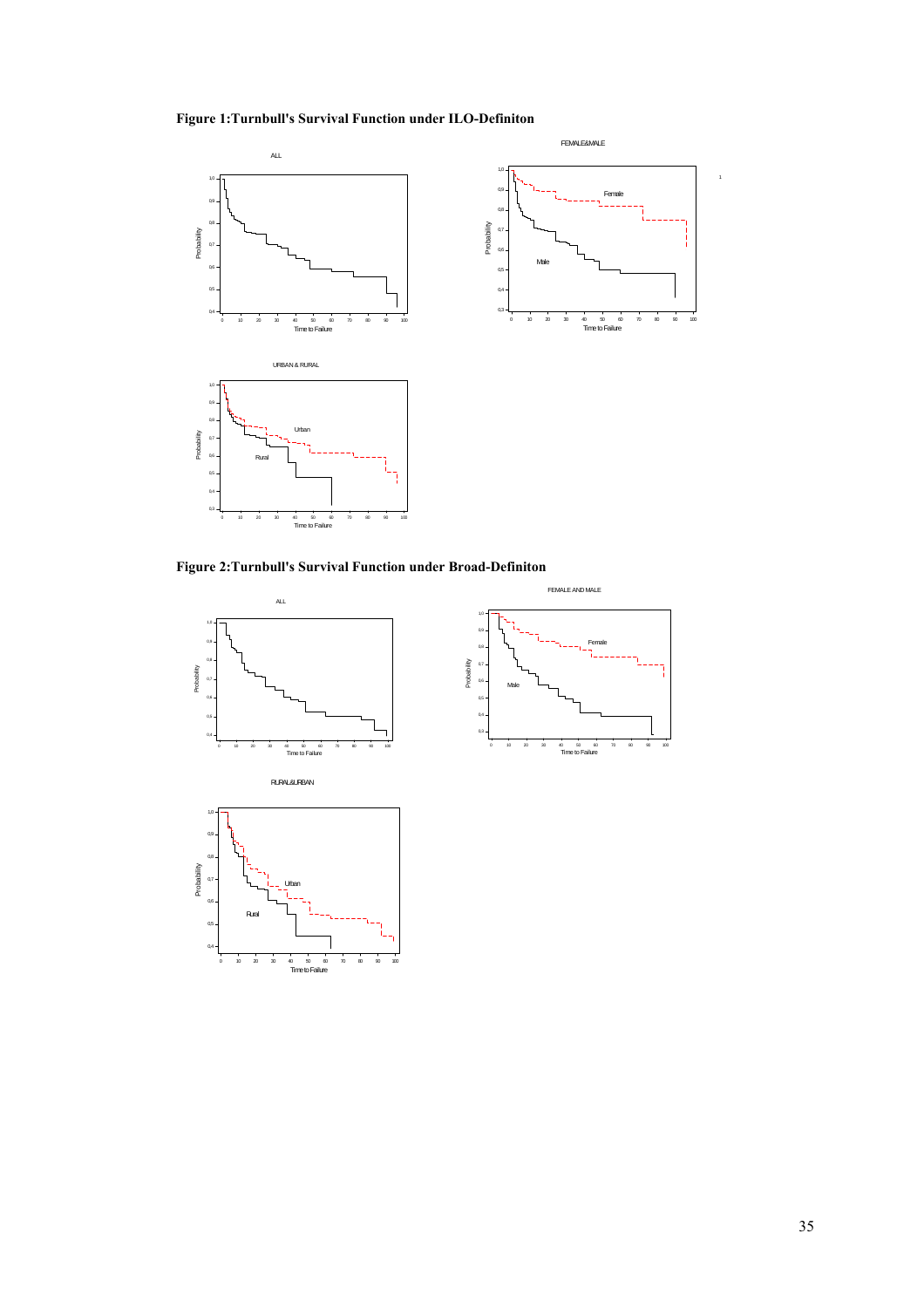**Figure 1:Turnbull's Survival Function under ILO-Definiton**

**Figure 2:Turnbull's Survival Function under Broad-Definiton**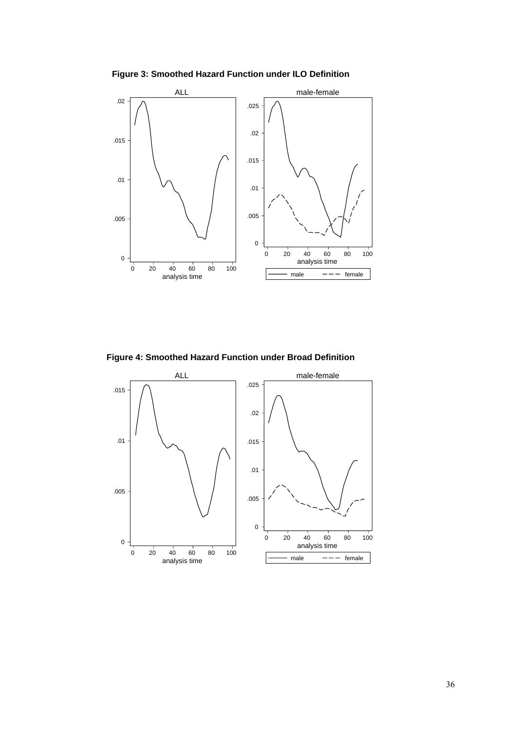**Figure 3: Smoothed Hazard Function under ILO Definition**

**Figure 4: Smoothed Hazard Function under Broad Definition**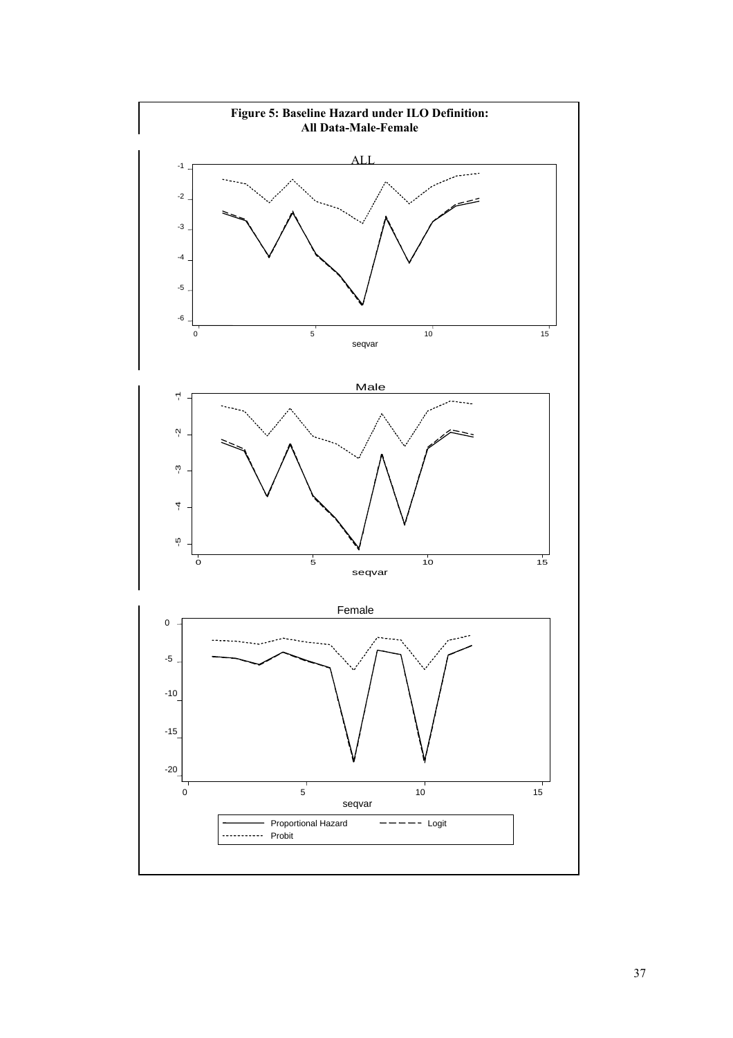**Figure 5: Baseline Hazard under ILO Definition: All Data-Male-Female**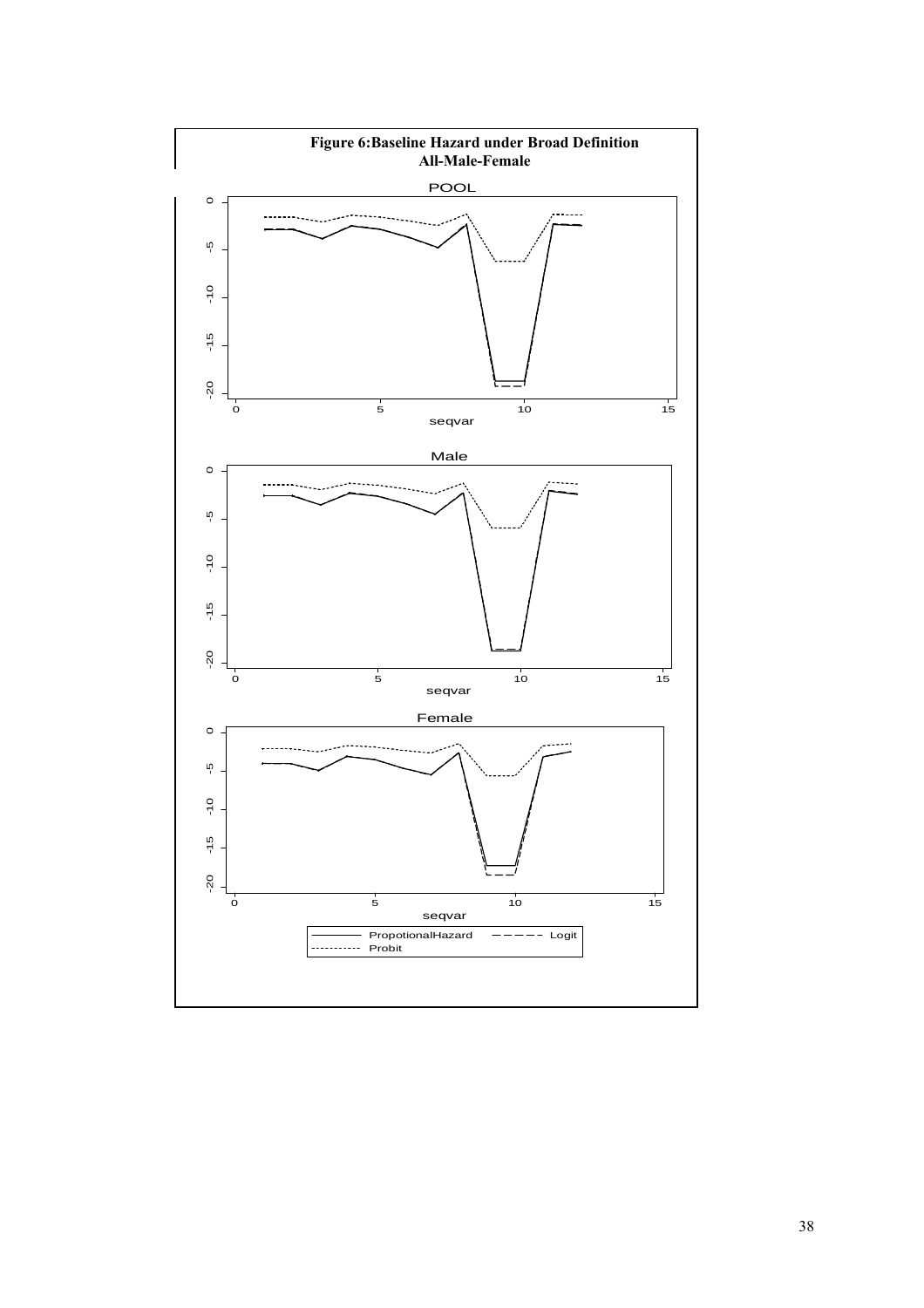**Figure 6:Baseline Hazard under Broad Definition**
**All-Male-Female**

POOL

0
-5
-10
-15
-20

0 5 10 15

seqvar

Male

0
-5
-10
-15
-20

0 5 10 15

seqvar

Female

0
-5
-10
-15
-20

0 5 10 15

seqvar

PropotionalHazard
Logit
Probit